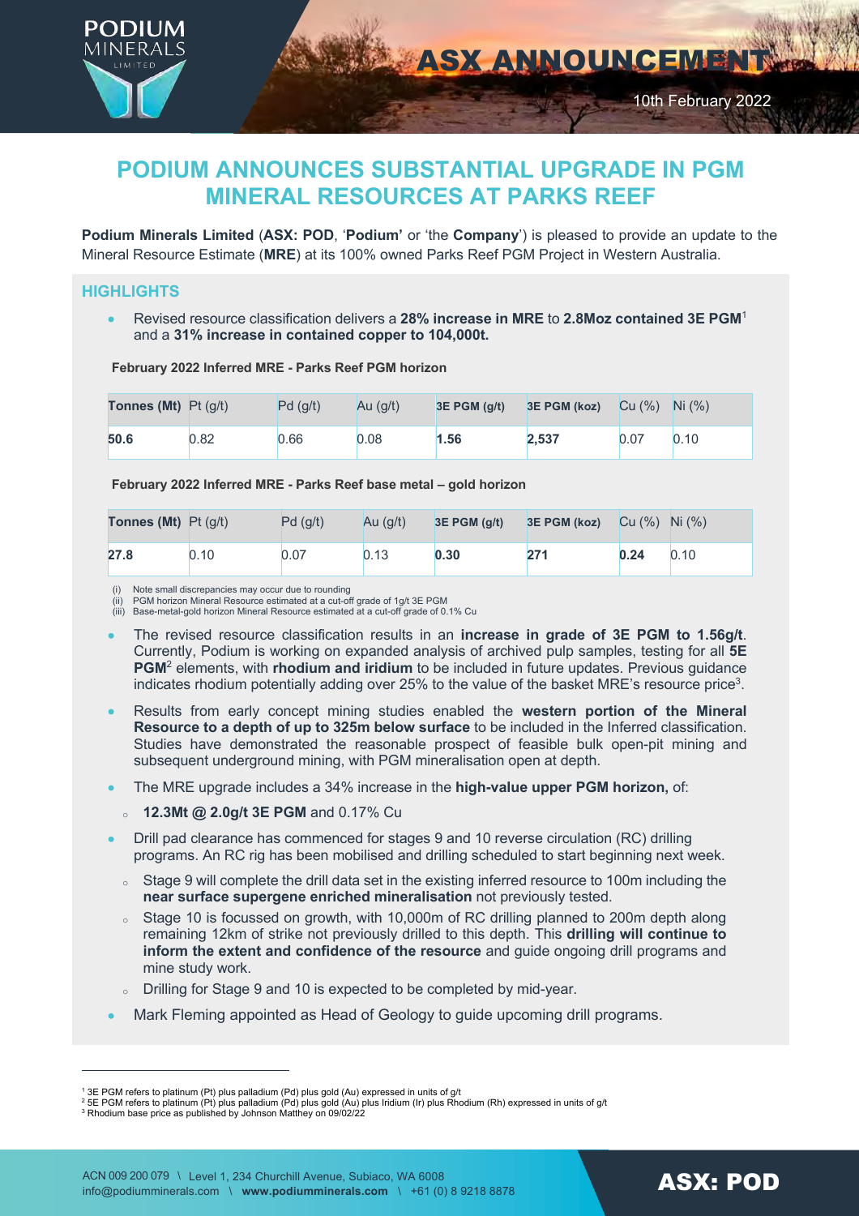# ASX ANNOUNCEMENT

10th February 2022

# PODIUM ANNOUNCES SUBSTANTIAL UPGRADE IN PGM MINERAL RESOURCES AT PARKS REEF

**Podium Minerals Limited** (**ASX: POD**, '**Podium'** or 'the **Company**') is pleased to provide an update to the Mineral Resource Estimate (**MRE**) at its 100% owned Parks Reef PGM Project in Western Australia.

## HIGHLIGHTS

- Revised resource classification delivers a **28% increase in MRE** to **2.8Moz contained 3E PGM**[1] and a **31% increase in contained copper to 104,000t.**

**February 2022 Inferred MRE - Parks Reef PGM horizon**

| Tonnes (Mt) | Pt (g/t) | Pd (g/t) | Au (g/t) | 3E PGM (g/t) | 3E PGM (koz) | Cu (%) | Ni (%) |
|---|---|---|---|---|---|---|---|
| **50.6** | 0.82 | 0.66 | 0.08 | **1.56** | **2,537** | 0.07 | 0.10 |

**February 2022 Inferred MRE - Parks Reef base metal – gold horizon**

| Tonnes (Mt) | Pt (g/t) | Pd (g/t) | Au (g/t) | 3E PGM (g/t) | 3E PGM (koz) | Cu (%) | Ni (%) |
|---|---|---|---|---|---|---|---|
| **27.8** | 0.10 | 0.07 | 0.13 | **0.30** | **271** | **0.24** | 0.10 |

(i) Note small discrepancies may occur due to rounding
(ii) PGM horizon Mineral Resource estimated at a cut-off grade of 1g/t 3E PGM
(iii) Base-metal-gold horizon Mineral Resource estimated at a cut-off grade of 0.1% Cu

- The revised resource classification results in an **increase in grade of 3E PGM to 1.56g/t**. Currently, Podium is working on expanded analysis of archived pulp samples, testing for all **5E PGM**[2] elements, with **rhodium and iridium** to be included in future updates. Previous guidance indicates rhodium potentially adding over 25% to the value of the basket MRE's resource price[3].
- Results from early concept mining studies enabled the **western portion of the Mineral Resource to a depth of up to 325m below surface** to be included in the Inferred classification. Studies have demonstrated the reasonable prospect of feasible bulk open-pit mining and subsequent underground mining, with PGM mineralisation open at depth.
- The MRE upgrade includes a 34% increase in the **high-value upper PGM horizon,** of:
  - **12.3Mt @ 2.0g/t 3E PGM** and 0.17% Cu
- Drill pad clearance has commenced for stages 9 and 10 reverse circulation (RC) drilling programs. An RC rig has been mobilised and drilling scheduled to start beginning next week.
  - Stage 9 will complete the drill data set in the existing inferred resource to 100m including the **near surface supergene enriched mineralisation** not previously tested.
  - Stage 10 is focussed on growth, with 10,000m of RC drilling planned to 200m depth along remaining 12km of strike not previously drilled to this depth. This **drilling will continue to inform the extent and confidence of the resource** and guide ongoing drill programs and mine study work.
  - Drilling for Stage 9 and 10 is expected to be completed by mid-year.
- Mark Fleming appointed as Head of Geology to guide upcoming drill programs.

[1] 3E PGM refers to platinum (Pt) plus palladium (Pd) plus gold (Au) expressed in units of g/t
[2] 5E PGM refers to platinum (Pt) plus palladium (Pd) plus gold (Au) plus Iridium (Ir) plus Rhodium (Rh) expressed in units of g/t
[3] Rhodium base price as published by Johnson Matthey on 09/02/22

ACN 009 200 079 \ Level 1, 234 Churchill Avenue, Subiaco, WA 6008
info@podiumminerals.com \ www.podiumminerals.com \ +61 (0) 8 9218 8878

ASX: POD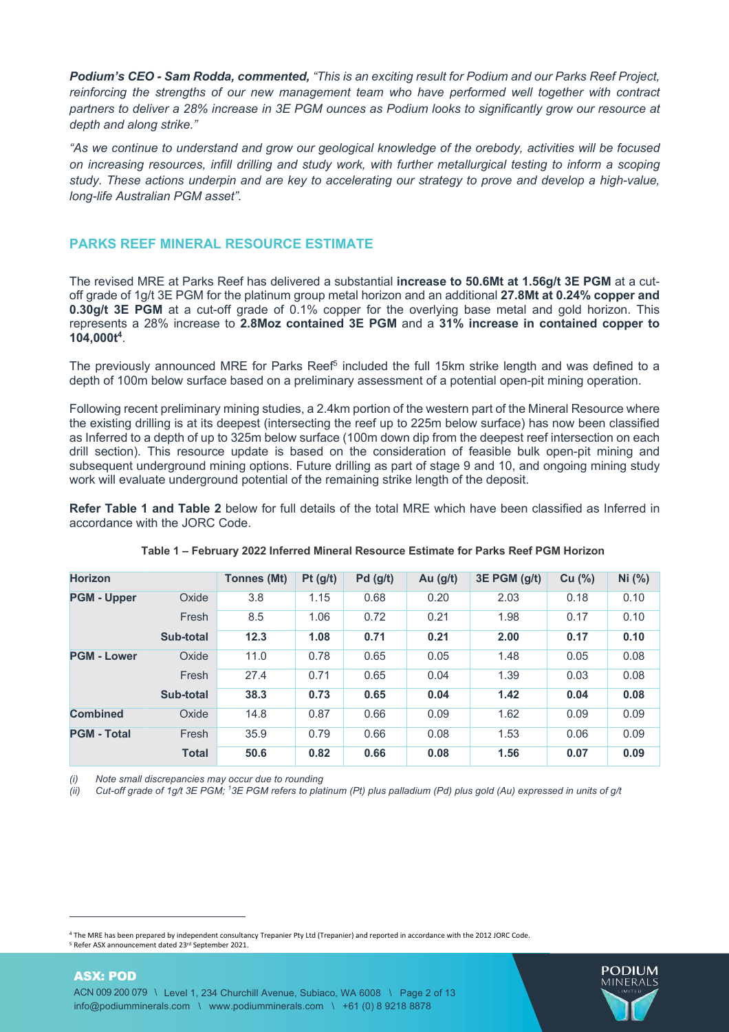***Podium's CEO - Sam Rodda, commented,*** *"This is an exciting result for Podium and our Parks Reef Project, reinforcing the strengths of our new management team who have performed well together with contract partners to deliver a 28% increase in 3E PGM ounces as Podium looks to significantly grow our resource at depth and along strike."*

*"As we continue to understand and grow our geological knowledge of the orebody, activities will be focused on increasing resources, infill drilling and study work, with further metallurgical testing to inform a scoping study. These actions underpin and are key to accelerating our strategy to prove and develop a high-value, long-life Australian PGM asset".*

## PARKS REEF MINERAL RESOURCE ESTIMATE

The revised MRE at Parks Reef has delivered a substantial **increase to 50.6Mt at 1.56g/t 3E PGM** at a cut-off grade of 1g/t 3E PGM for the platinum group metal horizon and an additional **27.8Mt at 0.24% copper and 0.30g/t 3E PGM** at a cut-off grade of 0.1% copper for the overlying base metal and gold horizon. This represents a 28% increase to **2.8Moz contained 3E PGM** and a **31% increase in contained copper to 104,000t**[4].

The previously announced MRE for Parks Reef[5] included the full 15km strike length and was defined to a depth of 100m below surface based on a preliminary assessment of a potential open-pit mining operation.

Following recent preliminary mining studies, a 2.4km portion of the western part of the Mineral Resource where the existing drilling is at its deepest (intersecting the reef up to 225m below surface) has now been classified as Inferred to a depth of up to 325m below surface (100m down dip from the deepest reef intersection on each drill section). This resource update is based on the consideration of feasible bulk open-pit mining and subsequent underground mining options. Future drilling as part of stage 9 and 10, and ongoing mining study work will evaluate underground potential of the remaining strike length of the deposit.

**Refer Table 1 and Table 2** below for full details of the total MRE which have been classified as Inferred in accordance with the JORC Code.

**Table 1 – February 2022 Inferred Mineral Resource Estimate for Parks Reef PGM Horizon**

| Horizon | | Tonnes (Mt) | Pt (g/t) | Pd (g/t) | Au (g/t) | 3E PGM (g/t) | Cu (%) | Ni (%) |
|---|---|---|---|---|---|---|---|---|
| **PGM - Upper** | Oxide | 3.8 | 1.15 | 0.68 | 0.20 | 2.03 | 0.18 | 0.10 |
| | Fresh | 8.5 | 1.06 | 0.72 | 0.21 | 1.98 | 0.17 | 0.10 |
| | **Sub-total** | **12.3** | **1.08** | **0.71** | **0.21** | **2.00** | **0.17** | **0.10** |
| **PGM - Lower** | Oxide | 11.0 | 0.78 | 0.65 | 0.05 | 1.48 | 0.05 | 0.08 |
| | Fresh | 27.4 | 0.71 | 0.65 | 0.04 | 1.39 | 0.03 | 0.08 |
| | **Sub-total** | **38.3** | **0.73** | **0.65** | **0.04** | **1.42** | **0.04** | **0.08** |
| **Combined** | Oxide | 14.8 | 0.87 | 0.66 | 0.09 | 1.62 | 0.09 | 0.09 |
| **PGM - Total** | Fresh | 35.9 | 0.79 | 0.66 | 0.08 | 1.53 | 0.06 | 0.09 |
| | **Total** | **50.6** | **0.82** | **0.66** | **0.08** | **1.56** | **0.07** | **0.09** |

*(i) Note small discrepancies may occur due to rounding*

*(ii) Cut-off grade of 1g/t 3E PGM; [1]3E PGM refers to platinum (Pt) plus palladium (Pd) plus gold (Au) expressed in units of g/t*

[4] The MRE has been prepared by independent consultancy Trepanier Pty Ltd (Trepanier) and reported in accordance with the 2012 JORC Code.

[5] Refer ASX announcement dated 23rd September 2021.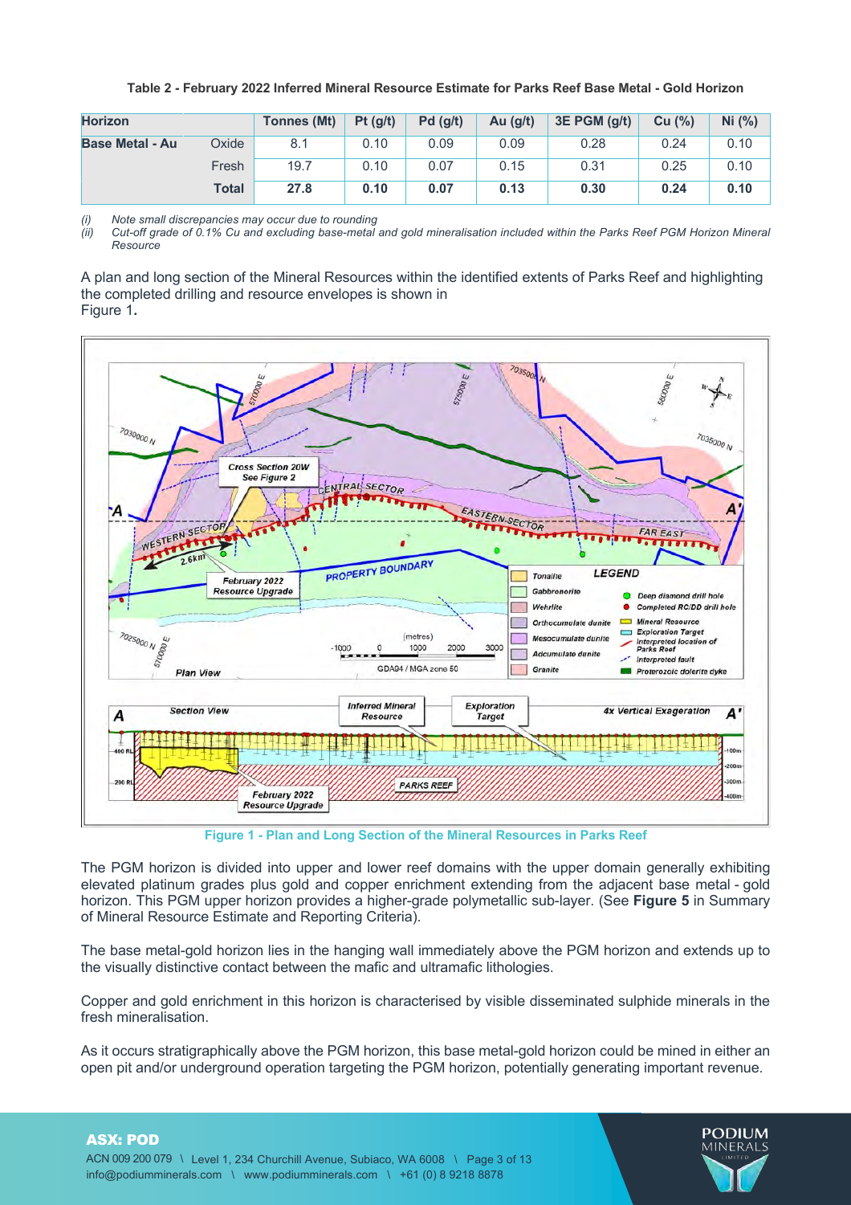**Table 2 - February 2022 Inferred Mineral Resource Estimate for Parks Reef Base Metal - Gold Horizon**

| Horizon | | Tonnes (Mt) | Pt (g/t) | Pd (g/t) | Au (g/t) | 3E PGM (g/t) | Cu (%) | Ni (%) |
|---|---|---|---|---|---|---|---|---|
| **Base Metal - Au** | Oxide | 8.1 | 0.10 | 0.09 | 0.09 | 0.28 | 0.24 | 0.10 |
| | Fresh | 19.7 | 0.10 | 0.07 | 0.15 | 0.31 | 0.25 | 0.10 |
| | **Total** | **27.8** | **0.10** | **0.07** | **0.13** | **0.30** | **0.24** | **0.10** |

*(i) Note small discrepancies may occur due to rounding*
*(ii) Cut-off grade of 0.1% Cu and excluding base-metal and gold mineralisation included within the Parks Reef PGM Horizon Mineral Resource*

A plan and long section of the Mineral Resources within the identified extents of Parks Reef and highlighting the completed drilling and resource envelopes is shown in Figure 1.

**Figure 1 - Plan and Long Section of the Mineral Resources in Parks Reef**

The PGM horizon is divided into upper and lower reef domains with the upper domain generally exhibiting elevated platinum grades plus gold and copper enrichment extending from the adjacent base metal - gold horizon. This PGM upper horizon provides a higher-grade polymetallic sub-layer. (See **Figure 5** in Summary of Mineral Resource Estimate and Reporting Criteria).

The base metal-gold horizon lies in the hanging wall immediately above the PGM horizon and extends up to the visually distinctive contact between the mafic and ultramafic lithologies.

Copper and gold enrichment in this horizon is characterised by visible disseminated sulphide minerals in the fresh mineralisation.

As it occurs stratigraphically above the PGM horizon, this base metal-gold horizon could be mined in either an open pit and/or underground operation targeting the PGM horizon, potentially generating important revenue.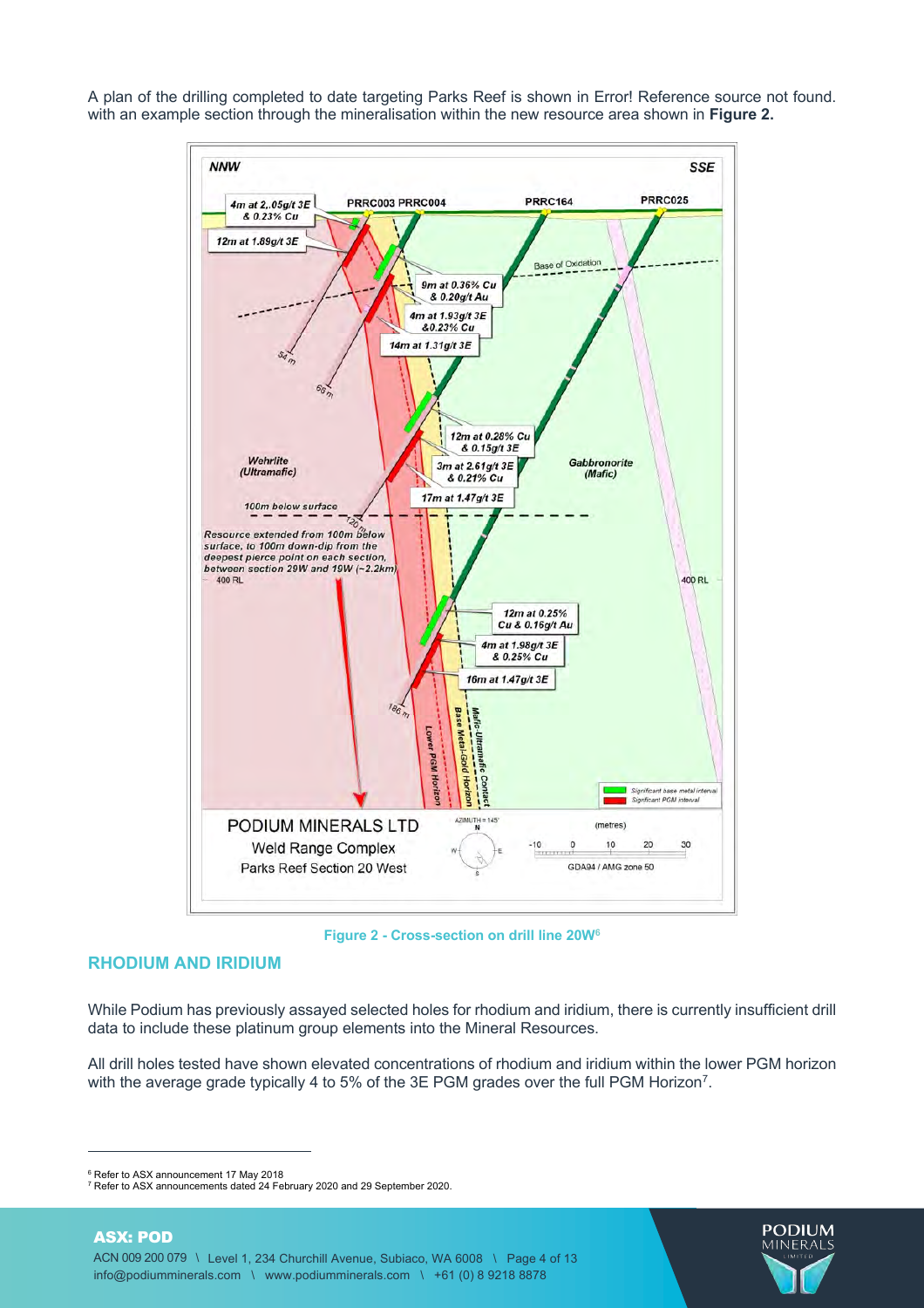A plan of the drilling completed to date targeting Parks Reef is shown in Error! Reference source not found. with an example section through the mineralisation within the new resource area shown in **Figure 2.**

Figure 2 - Cross-section on drill line 20W[6]

## RHODIUM AND IRIDIUM

While Podium has previously assayed selected holes for rhodium and iridium, there is currently insufficient drill data to include these platinum group elements into the Mineral Resources.

All drill holes tested have shown elevated concentrations of rhodium and iridium within the lower PGM horizon with the average grade typically 4 to 5% of the 3E PGM grades over the full PGM Horizon[7].

[6] Refer to ASX announcement 17 May 2018

[7] Refer to ASX announcements dated 24 February 2020 and 29 September 2020.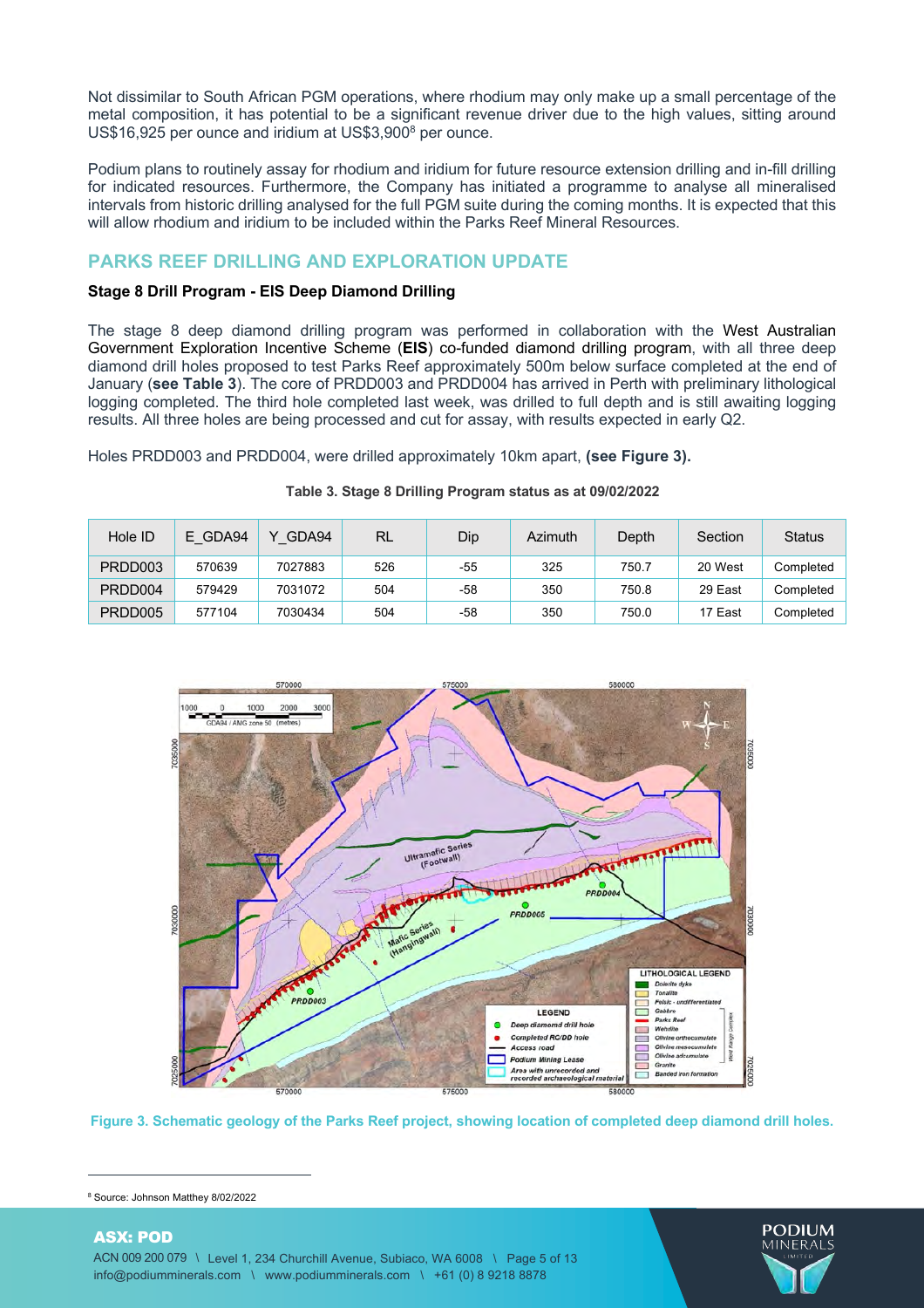Not dissimilar to South African PGM operations, where rhodium may only make up a small percentage of the metal composition, it has potential to be a significant revenue driver due to the high values, sitting around US$16,925 per ounce and iridium at US$3,900[8] per ounce.

Podium plans to routinely assay for rhodium and iridium for future resource extension drilling and in-fill drilling for indicated resources. Furthermore, the Company has initiated a programme to analyse all mineralised intervals from historic drilling analysed for the full PGM suite during the coming months. It is expected that this will allow rhodium and iridium to be included within the Parks Reef Mineral Resources.

## PARKS REEF DRILLING AND EXPLORATION UPDATE

### Stage 8 Drill Program - EIS Deep Diamond Drilling

The stage 8 deep diamond drilling program was performed in collaboration with the West Australian Government Exploration Incentive Scheme (**EIS**) co-funded diamond drilling program, with all three deep diamond drill holes proposed to test Parks Reef approximately 500m below surface completed at the end of January (**see Table 3**). The core of PRDD003 and PRDD004 has arrived in Perth with preliminary lithological logging completed. The third hole completed last week, was drilled to full depth and is still awaiting logging results. All three holes are being processed and cut for assay, with results expected in early Q2.

Holes PRDD003 and PRDD004, were drilled approximately 10km apart, **(see Figure 3).**

**Table 3. Stage 8 Drilling Program status as at 09/02/2022**

| Hole ID | E_GDA94 | Y_GDA94 | RL | Dip | Azimuth | Depth | Section | Status |
|---|---|---|---|---|---|---|---|---|
| PRDD003 | 570639 | 7027883 | 526 | -55 | 325 | 750.7 | 20 West | Completed |
| PRDD004 | 579429 | 7031072 | 504 | -58 | 350 | 750.8 | 29 East | Completed |
| PRDD005 | 577104 | 7030434 | 504 | -58 | 350 | 750.0 | 17 East | Completed |

**Figure 3. Schematic geology of the Parks Reef project, showing location of completed deep diamond drill holes.**

[8] Source: Johnson Matthey 8/02/2022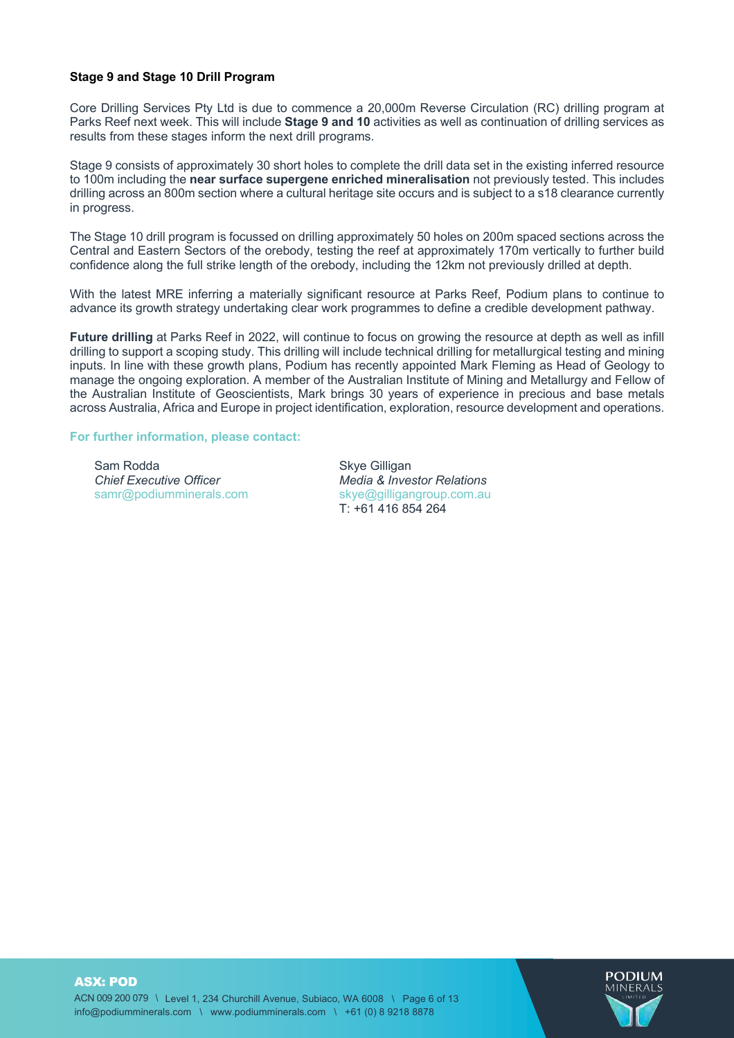**Stage 9 and Stage 10 Drill Program**

Core Drilling Services Pty Ltd is due to commence a 20,000m Reverse Circulation (RC) drilling program at Parks Reef next week. This will include **Stage 9 and 10** activities as well as continuation of drilling services as results from these stages inform the next drill programs.

Stage 9 consists of approximately 30 short holes to complete the drill data set in the existing inferred resource to 100m including the **near surface supergene enriched mineralisation** not previously tested. This includes drilling across an 800m section where a cultural heritage site occurs and is subject to a s18 clearance currently in progress.

The Stage 10 drill program is focussed on drilling approximately 50 holes on 200m spaced sections across the Central and Eastern Sectors of the orebody, testing the reef at approximately 170m vertically to further build confidence along the full strike length of the orebody, including the 12km not previously drilled at depth.

With the latest MRE inferring a materially significant resource at Parks Reef, Podium plans to continue to advance its growth strategy undertaking clear work programmes to define a credible development pathway.

**Future drilling** at Parks Reef in 2022, will continue to focus on growing the resource at depth as well as infill drilling to support a scoping study. This drilling will include technical drilling for metallurgical testing and mining inputs. In line with these growth plans, Podium has recently appointed Mark Fleming as Head of Geology to manage the ongoing exploration. A member of the Australian Institute of Mining and Metallurgy and Fellow of the Australian Institute of Geoscientists, Mark brings 30 years of experience in precious and base metals across Australia, Africa and Europe in project identification, exploration, resource development and operations.

**For further information, please contact:**

Sam Rodda
*Chief Executive Officer*
samr@podiumminerals.com

Skye Gilligan
*Media & Investor Relations*
skye@gilligangroup.com.au
T: +61 416 854 264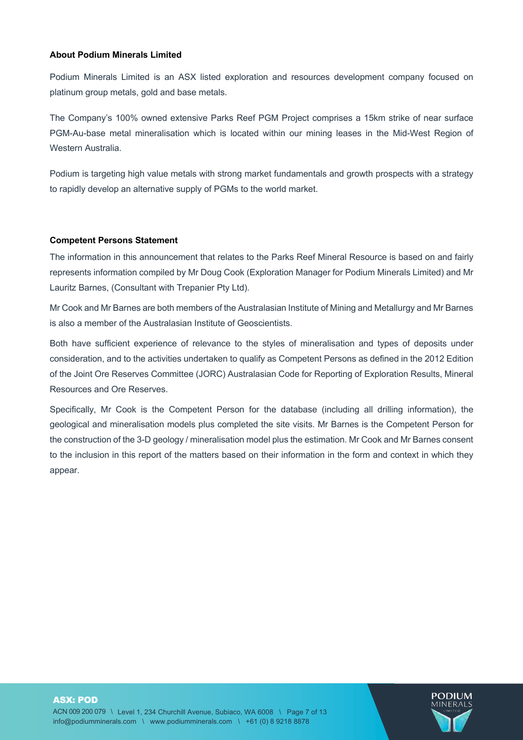**About Podium Minerals Limited**

Podium Minerals Limited is an ASX listed exploration and resources development company focused on platinum group metals, gold and base metals.

The Company's 100% owned extensive Parks Reef PGM Project comprises a 15km strike of near surface PGM-Au-base metal mineralisation which is located within our mining leases in the Mid-West Region of Western Australia.

Podium is targeting high value metals with strong market fundamentals and growth prospects with a strategy to rapidly develop an alternative supply of PGMs to the world market.

**Competent Persons Statement**

The information in this announcement that relates to the Parks Reef Mineral Resource is based on and fairly represents information compiled by Mr Doug Cook (Exploration Manager for Podium Minerals Limited) and Mr Lauritz Barnes, (Consultant with Trepanier Pty Ltd).

Mr Cook and Mr Barnes are both members of the Australasian Institute of Mining and Metallurgy and Mr Barnes is also a member of the Australasian Institute of Geoscientists.

Both have sufficient experience of relevance to the styles of mineralisation and types of deposits under consideration, and to the activities undertaken to qualify as Competent Persons as defined in the 2012 Edition of the Joint Ore Reserves Committee (JORC) Australasian Code for Reporting of Exploration Results, Mineral Resources and Ore Reserves.

Specifically, Mr Cook is the Competent Person for the database (including all drilling information), the geological and mineralisation models plus completed the site visits. Mr Barnes is the Competent Person for the construction of the 3-D geology / mineralisation model plus the estimation. Mr Cook and Mr Barnes consent to the inclusion in this report of the matters based on their information in the form and context in which they appear.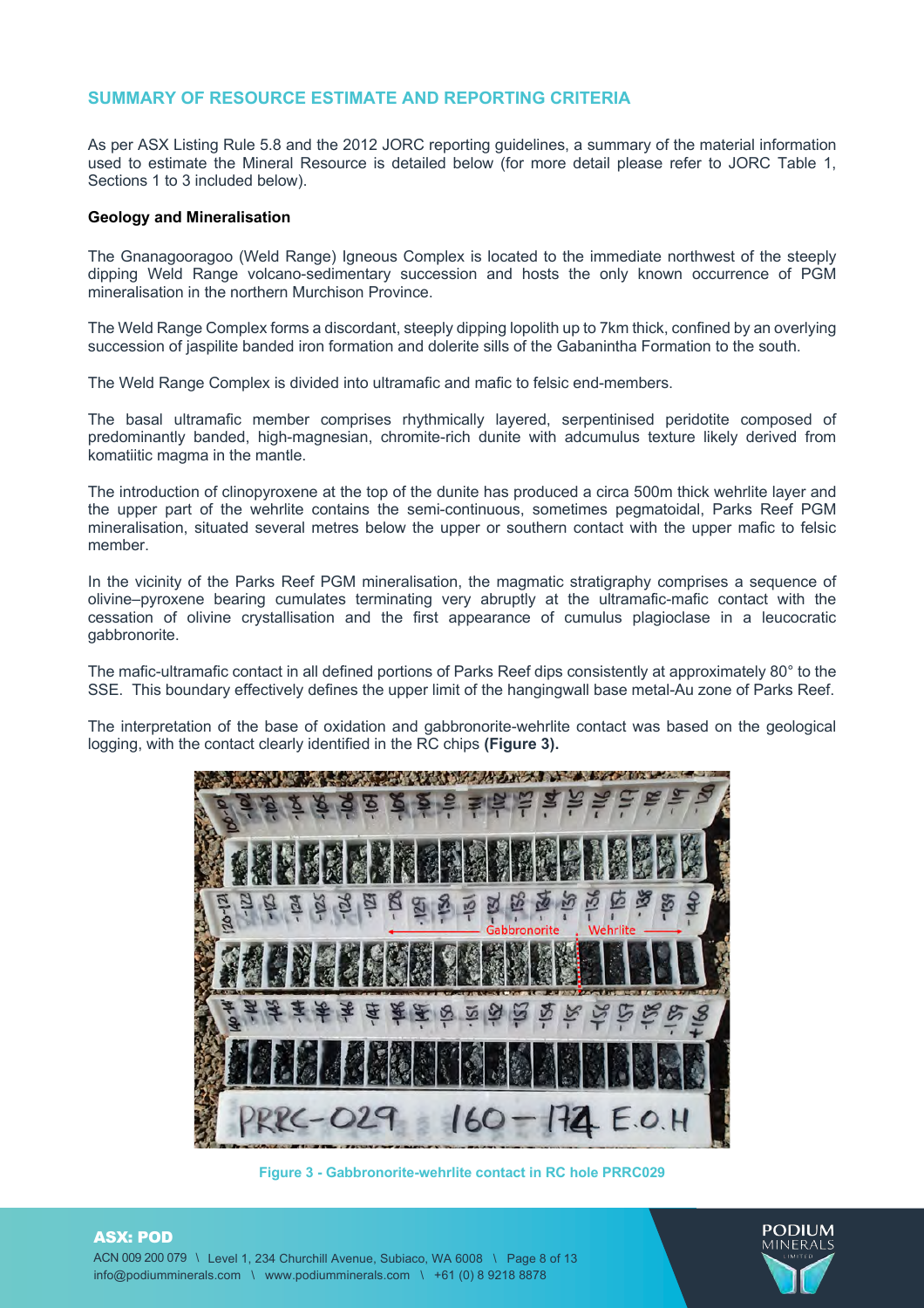## SUMMARY OF RESOURCE ESTIMATE AND REPORTING CRITERIA

As per ASX Listing Rule 5.8 and the 2012 JORC reporting guidelines, a summary of the material information used to estimate the Mineral Resource is detailed below (for more detail please refer to JORC Table 1, Sections 1 to 3 included below).

**Geology and Mineralisation**

The Gnanagooragoo (Weld Range) Igneous Complex is located to the immediate northwest of the steeply dipping Weld Range volcano-sedimentary succession and hosts the only known occurrence of PGM mineralisation in the northern Murchison Province.

The Weld Range Complex forms a discordant, steeply dipping lopolith up to 7km thick, confined by an overlying succession of jaspilite banded iron formation and dolerite sills of the Gabanintha Formation to the south.

The Weld Range Complex is divided into ultramafic and mafic to felsic end-members.

The basal ultramafic member comprises rhythmically layered, serpentinised peridotite composed of predominantly banded, high-magnesian, chromite-rich dunite with adcumulus texture likely derived from komatiitic magma in the mantle.

The introduction of clinopyroxene at the top of the dunite has produced a circa 500m thick wehrlite layer and the upper part of the wehrlite contains the semi-continuous, sometimes pegmatoidal, Parks Reef PGM mineralisation, situated several metres below the upper or southern contact with the upper mafic to felsic member.

In the vicinity of the Parks Reef PGM mineralisation, the magmatic stratigraphy comprises a sequence of olivine–pyroxene bearing cumulates terminating very abruptly at the ultramafic-mafic contact with the cessation of olivine crystallisation and the first appearance of cumulus plagioclase in a leucocratic gabbronorite.

The mafic-ultramafic contact in all defined portions of Parks Reef dips consistently at approximately 80° to the SSE. This boundary effectively defines the upper limit of the hangingwall base metal-Au zone of Parks Reef.

The interpretation of the base of oxidation and gabbronorite-wehrlite contact was based on the geological logging, with the contact clearly identified in the RC chips **(Figure 3).**

Figure 3 - Gabbronorite-wehrlite contact in RC hole PRRC029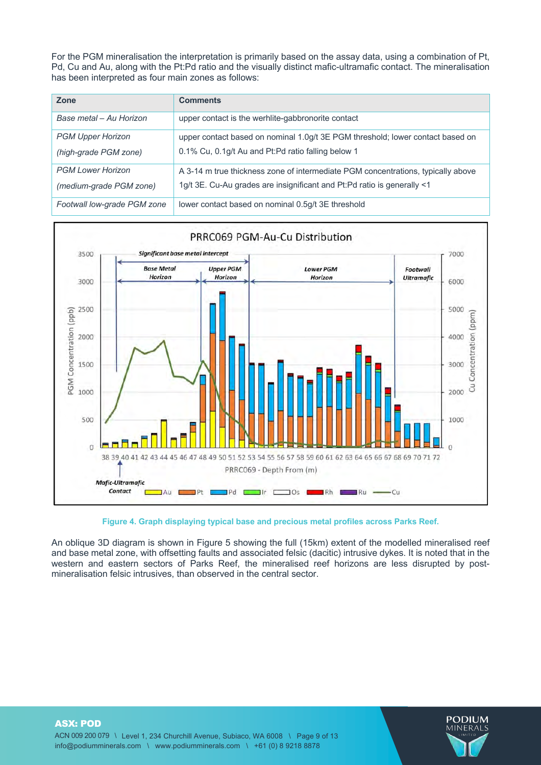For the PGM mineralisation the interpretation is primarily based on the assay data, using a combination of Pt, Pd, Cu and Au, along with the Pt:Pd ratio and the visually distinct mafic-ultramafic contact. The mineralisation has been interpreted as four main zones as follows:

| Zone | Comments |
|---|---|
| *Base metal – Au Horizon* | upper contact is the werhlite-gabbronorite contact |
| *PGM Upper Horizon (high-grade PGM zone)* | upper contact based on nominal 1.0g/t 3E PGM threshold; lower contact based on 0.1% Cu, 0.1g/t Au and Pt:Pd ratio falling below 1 |
| *PGM Lower Horizon (medium-grade PGM zone)* | A 3-14 m true thickness zone of intermediate PGM concentrations, typically above 1g/t 3E. Cu-Au grades are insignificant and Pt:Pd ratio is generally <1 |
| *Footwall low-grade PGM zone* | lower contact based on nominal 0.5g/t 3E threshold |

Figure 4. Graph displaying typical base and precious metal profiles across Parks Reef.

An oblique 3D diagram is shown in Figure 5 showing the full (15km) extent of the modelled mineralised reef and base metal zone, with offsetting faults and associated felsic (dacitic) intrusive dykes. It is noted that in the western and eastern sectors of Parks Reef, the mineralised reef horizons are less disrupted by post-mineralisation felsic intrusives, than observed in the central sector.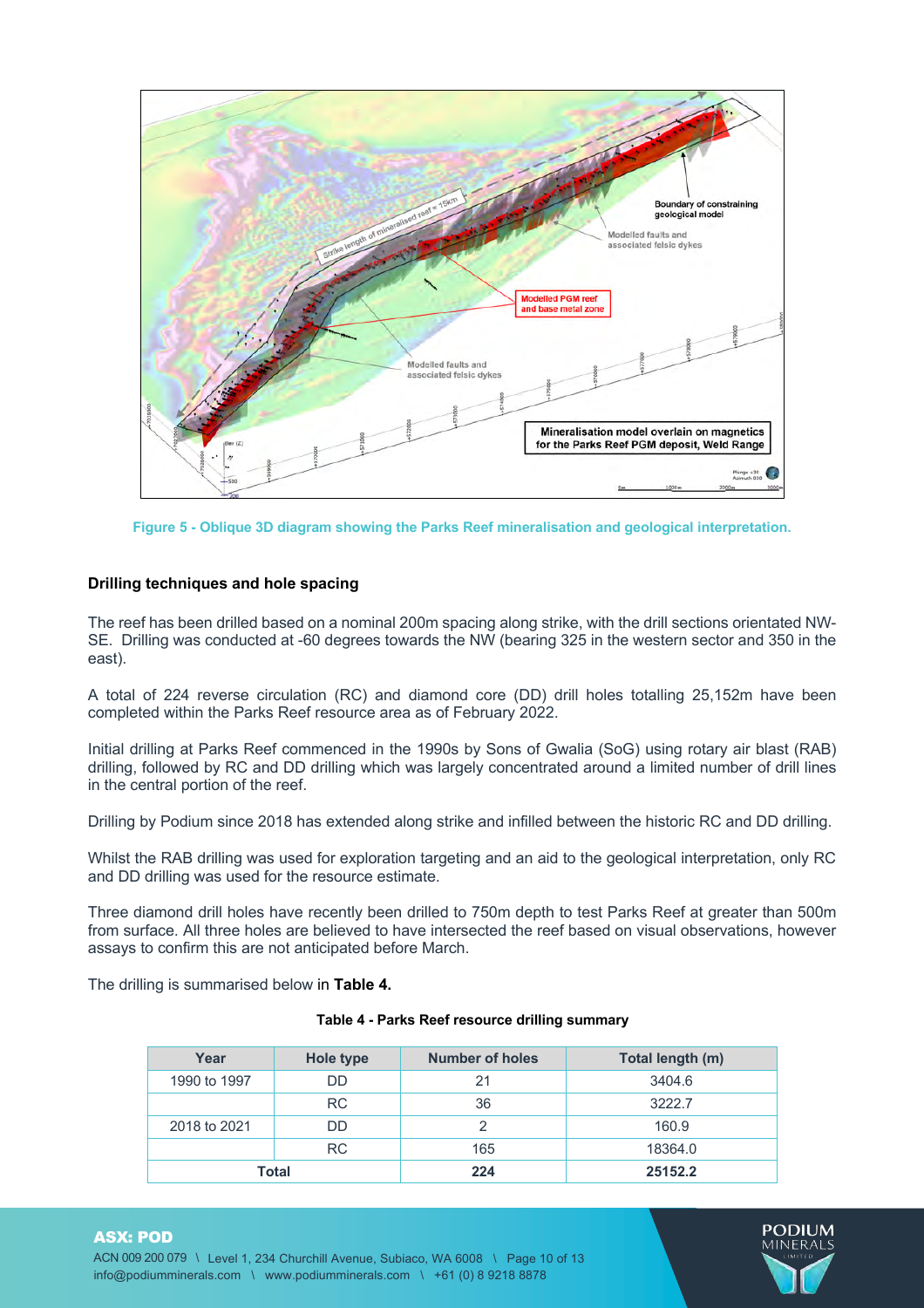Figure 5 - Oblique 3D diagram showing the Parks Reef mineralisation and geological interpretation.

### Drilling techniques and hole spacing

The reef has been drilled based on a nominal 200m spacing along strike, with the drill sections orientated NW-SE. Drilling was conducted at -60 degrees towards the NW (bearing 325 in the western sector and 350 in the east).

A total of 224 reverse circulation (RC) and diamond core (DD) drill holes totalling 25,152m have been completed within the Parks Reef resource area as of February 2022.

Initial drilling at Parks Reef commenced in the 1990s by Sons of Gwalia (SoG) using rotary air blast (RAB) drilling, followed by RC and DD drilling which was largely concentrated around a limited number of drill lines in the central portion of the reef.

Drilling by Podium since 2018 has extended along strike and infilled between the historic RC and DD drilling.

Whilst the RAB drilling was used for exploration targeting and an aid to the geological interpretation, only RC and DD drilling was used for the resource estimate.

Three diamond drill holes have recently been drilled to 750m depth to test Parks Reef at greater than 500m from surface. All three holes are believed to have intersected the reef based on visual observations, however assays to confirm this are not anticipated before March.

The drilling is summarised below in **Table 4.**

**Table 4 - Parks Reef resource drilling summary**

| Year | Hole type | Number of holes | Total length (m) |
|---|---|---|---|
| 1990 to 1997 | DD | 21 | 3404.6 |
| | RC | 36 | 3222.7 |
| 2018 to 2021 | DD | 2 | 160.9 |
| | RC | 165 | 18364.0 |
| **Total** | | **224** | **25152.2** |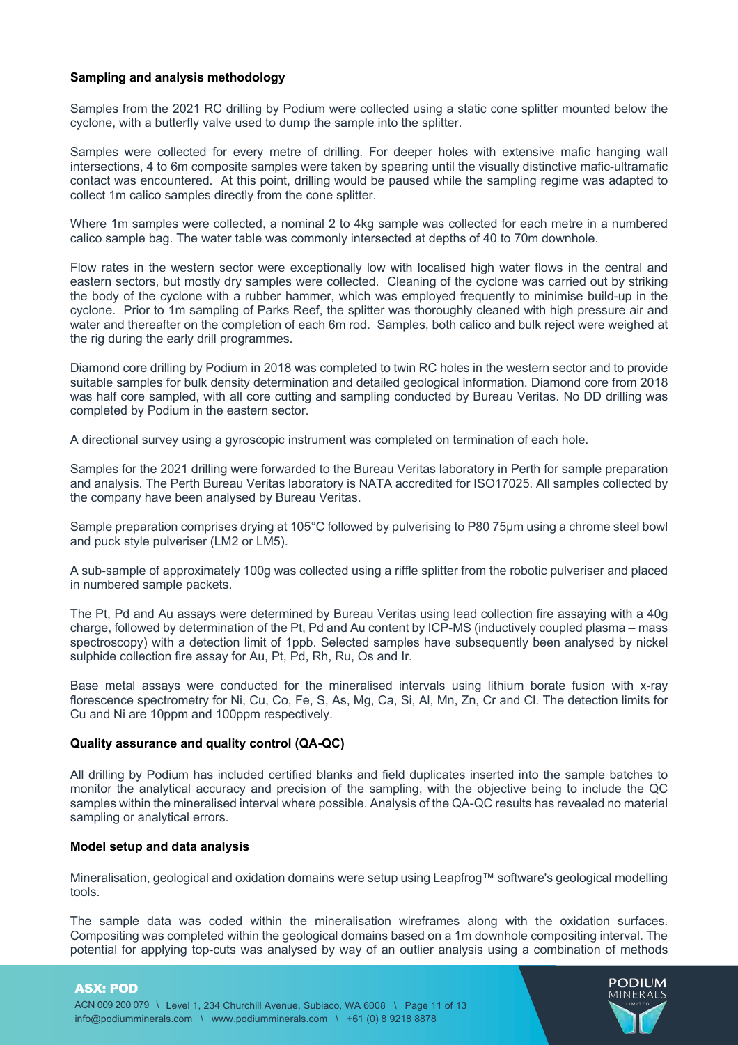**Sampling and analysis methodology**

Samples from the 2021 RC drilling by Podium were collected using a static cone splitter mounted below the cyclone, with a butterfly valve used to dump the sample into the splitter.

Samples were collected for every metre of drilling. For deeper holes with extensive mafic hanging wall intersections, 4 to 6m composite samples were taken by spearing until the visually distinctive mafic-ultramafic contact was encountered. At this point, drilling would be paused while the sampling regime was adapted to collect 1m calico samples directly from the cone splitter.

Where 1m samples were collected, a nominal 2 to 4kg sample was collected for each metre in a numbered calico sample bag. The water table was commonly intersected at depths of 40 to 70m downhole.

Flow rates in the western sector were exceptionally low with localised high water flows in the central and eastern sectors, but mostly dry samples were collected. Cleaning of the cyclone was carried out by striking the body of the cyclone with a rubber hammer, which was employed frequently to minimise build-up in the cyclone. Prior to 1m sampling of Parks Reef, the splitter was thoroughly cleaned with high pressure air and water and thereafter on the completion of each 6m rod. Samples, both calico and bulk reject were weighed at the rig during the early drill programmes.

Diamond core drilling by Podium in 2018 was completed to twin RC holes in the western sector and to provide suitable samples for bulk density determination and detailed geological information. Diamond core from 2018 was half core sampled, with all core cutting and sampling conducted by Bureau Veritas. No DD drilling was completed by Podium in the eastern sector.

A directional survey using a gyroscopic instrument was completed on termination of each hole.

Samples for the 2021 drilling were forwarded to the Bureau Veritas laboratory in Perth for sample preparation and analysis. The Perth Bureau Veritas laboratory is NATA accredited for ISO17025. All samples collected by the company have been analysed by Bureau Veritas.

Sample preparation comprises drying at 105°C followed by pulverising to P80 75µm using a chrome steel bowl and puck style pulveriser (LM2 or LM5).

A sub-sample of approximately 100g was collected using a riffle splitter from the robotic pulveriser and placed in numbered sample packets.

The Pt, Pd and Au assays were determined by Bureau Veritas using lead collection fire assaying with a 40g charge, followed by determination of the Pt, Pd and Au content by ICP-MS (inductively coupled plasma – mass spectroscopy) with a detection limit of 1ppb. Selected samples have subsequently been analysed by nickel sulphide collection fire assay for Au, Pt, Pd, Rh, Ru, Os and Ir.

Base metal assays were conducted for the mineralised intervals using lithium borate fusion with x-ray florescence spectrometry for Ni, Cu, Co, Fe, S, As, Mg, Ca, Si, Al, Mn, Zn, Cr and Cl. The detection limits for Cu and Ni are 10ppm and 100ppm respectively.

**Quality assurance and quality control (QA-QC)**

All drilling by Podium has included certified blanks and field duplicates inserted into the sample batches to monitor the analytical accuracy and precision of the sampling, with the objective being to include the QC samples within the mineralised interval where possible. Analysis of the QA-QC results has revealed no material sampling or analytical errors.

**Model setup and data analysis**

Mineralisation, geological and oxidation domains were setup using Leapfrog™ software's geological modelling tools.

The sample data was coded within the mineralisation wireframes along with the oxidation surfaces. Compositing was completed within the geological domains based on a 1m downhole compositing interval. The potential for applying top-cuts was analysed by way of an outlier analysis using a combination of methods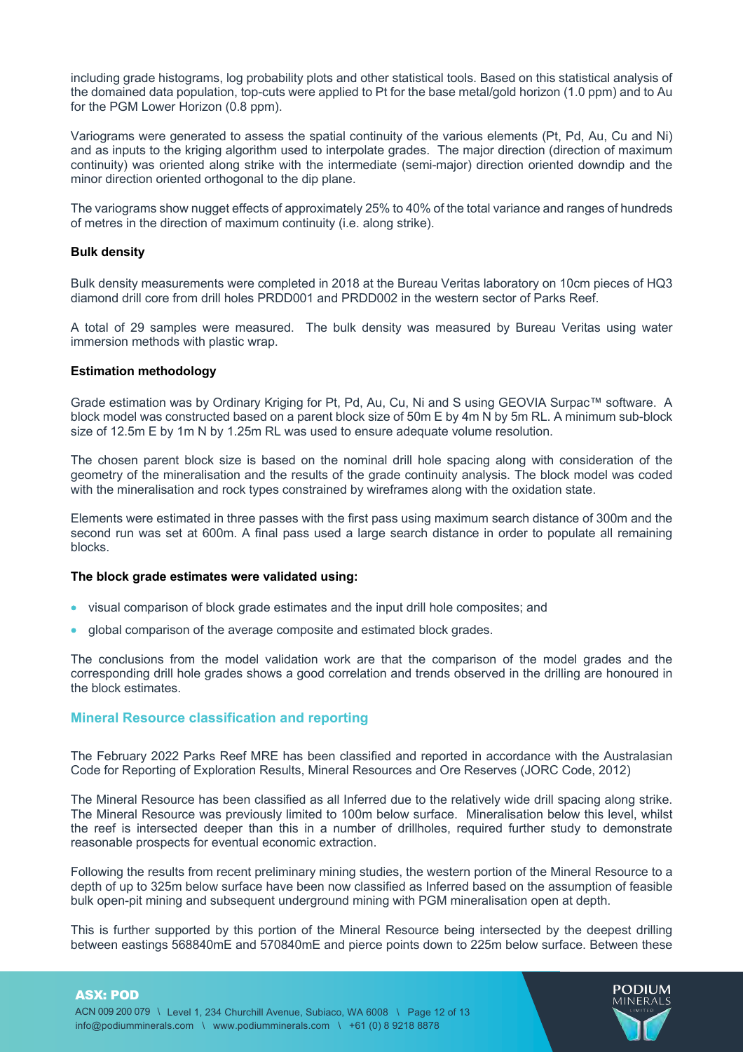including grade histograms, log probability plots and other statistical tools. Based on this statistical analysis of the domained data population, top-cuts were applied to Pt for the base metal/gold horizon (1.0 ppm) and to Au for the PGM Lower Horizon (0.8 ppm).

Variograms were generated to assess the spatial continuity of the various elements (Pt, Pd, Au, Cu and Ni) and as inputs to the kriging algorithm used to interpolate grades. The major direction (direction of maximum continuity) was oriented along strike with the intermediate (semi-major) direction oriented downdip and the minor direction oriented orthogonal to the dip plane.

The variograms show nugget effects of approximately 25% to 40% of the total variance and ranges of hundreds of metres in the direction of maximum continuity (i.e. along strike).

**Bulk density**

Bulk density measurements were completed in 2018 at the Bureau Veritas laboratory on 10cm pieces of HQ3 diamond drill core from drill holes PRDD001 and PRDD002 in the western sector of Parks Reef.

A total of 29 samples were measured. The bulk density was measured by Bureau Veritas using water immersion methods with plastic wrap.

**Estimation methodology**

Grade estimation was by Ordinary Kriging for Pt, Pd, Au, Cu, Ni and S using GEOVIA Surpac™ software. A block model was constructed based on a parent block size of 50m E by 4m N by 5m RL. A minimum sub-block size of 12.5m E by 1m N by 1.25m RL was used to ensure adequate volume resolution.

The chosen parent block size is based on the nominal drill hole spacing along with consideration of the geometry of the mineralisation and the results of the grade continuity analysis. The block model was coded with the mineralisation and rock types constrained by wireframes along with the oxidation state.

Elements were estimated in three passes with the first pass using maximum search distance of 300m and the second run was set at 600m. A final pass used a large search distance in order to populate all remaining blocks.

**The block grade estimates were validated using:**

- visual comparison of block grade estimates and the input drill hole composites; and
- global comparison of the average composite and estimated block grades.

The conclusions from the model validation work are that the comparison of the model grades and the corresponding drill hole grades shows a good correlation and trends observed in the drilling are honoured in the block estimates.

## Mineral Resource classification and reporting

The February 2022 Parks Reef MRE has been classified and reported in accordance with the Australasian Code for Reporting of Exploration Results, Mineral Resources and Ore Reserves (JORC Code, 2012)

The Mineral Resource has been classified as all Inferred due to the relatively wide drill spacing along strike. The Mineral Resource was previously limited to 100m below surface. Mineralisation below this level, whilst the reef is intersected deeper than this in a number of drillholes, required further study to demonstrate reasonable prospects for eventual economic extraction.

Following the results from recent preliminary mining studies, the western portion of the Mineral Resource to a depth of up to 325m below surface have been now classified as Inferred based on the assumption of feasible bulk open-pit mining and subsequent underground mining with PGM mineralisation open at depth.

This is further supported by this portion of the Mineral Resource being intersected by the deepest drilling between eastings 568840mE and 570840mE and pierce points down to 225m below surface. Between these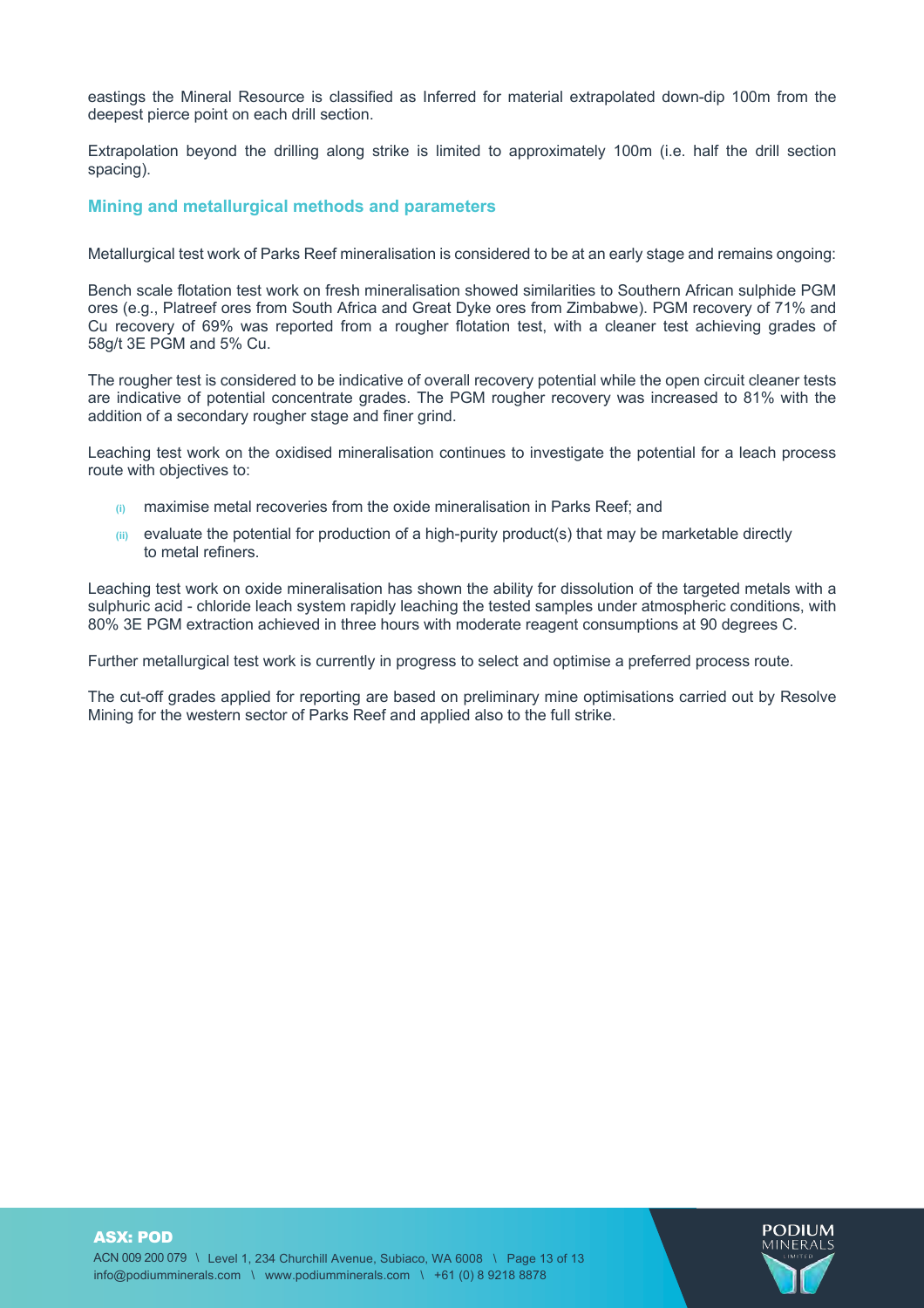eastings the Mineral Resource is classified as Inferred for material extrapolated down-dip 100m from the deepest pierce point on each drill section.

Extrapolation beyond the drilling along strike is limited to approximately 100m (i.e. half the drill section spacing).

### Mining and metallurgical methods and parameters

Metallurgical test work of Parks Reef mineralisation is considered to be at an early stage and remains ongoing:

Bench scale flotation test work on fresh mineralisation showed similarities to Southern African sulphide PGM ores (e.g., Platreef ores from South Africa and Great Dyke ores from Zimbabwe). PGM recovery of 71% and Cu recovery of 69% was reported from a rougher flotation test, with a cleaner test achieving grades of 58g/t 3E PGM and 5% Cu.

The rougher test is considered to be indicative of overall recovery potential while the open circuit cleaner tests are indicative of potential concentrate grades. The PGM rougher recovery was increased to 81% with the addition of a secondary rougher stage and finer grind.

Leaching test work on the oxidised mineralisation continues to investigate the potential for a leach process route with objectives to:

(i) maximise metal recoveries from the oxide mineralisation in Parks Reef; and

(ii) evaluate the potential for production of a high-purity product(s) that may be marketable directly to metal refiners.

Leaching test work on oxide mineralisation has shown the ability for dissolution of the targeted metals with a sulphuric acid - chloride leach system rapidly leaching the tested samples under atmospheric conditions, with 80% 3E PGM extraction achieved in three hours with moderate reagent consumptions at 90 degrees C.

Further metallurgical test work is currently in progress to select and optimise a preferred process route.

The cut-off grades applied for reporting are based on preliminary mine optimisations carried out by Resolve Mining for the western sector of Parks Reef and applied also to the full strike.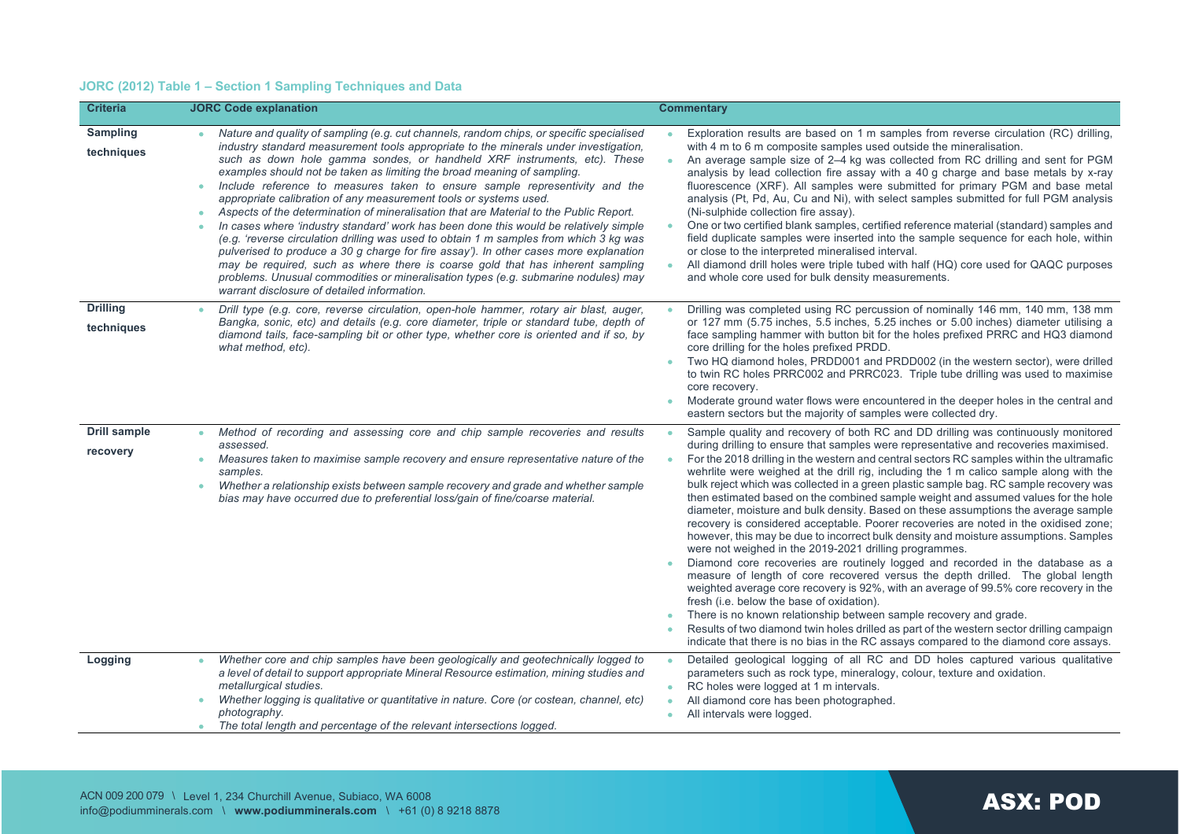### JORC (2012) Table 1 – Section 1 Sampling Techniques and Data

| Criteria | JORC Code explanation | Commentary |
|---|---|---|
| **Sampling techniques** | • *Nature and quality of sampling (e.g. cut channels, random chips, or specific specialised industry standard measurement tools appropriate to the minerals under investigation, such as down hole gamma sondes, or handheld XRF instruments, etc). These examples should not be taken as limiting the broad meaning of sampling.*<br>• *Include reference to measures taken to ensure sample representivity and the appropriate calibration of any measurement tools or systems used.*<br>• *Aspects of the determination of mineralisation that are Material to the Public Report.*<br>• *In cases where 'industry standard' work has been done this would be relatively simple (e.g. 'reverse circulation drilling was used to obtain 1 m samples from which 3 kg was pulverised to produce a 30 g charge for fire assay'). In other cases more explanation may be required, such as where there is coarse gold that has inherent sampling problems. Unusual commodities or mineralisation types (e.g. submarine nodules) may warrant disclosure of detailed information.* | • Exploration results are based on 1 m samples from reverse circulation (RC) drilling, with 4 m to 6 m composite samples used outside the mineralisation.<br>• An average sample size of 2–4 kg was collected from RC drilling and sent for PGM analysis by lead collection fire assay with a 40 g charge and base metals by x-ray fluorescence (XRF). All samples were submitted for primary PGM and base metal analysis (Pt, Pd, Au, Cu and Ni), with select samples submitted for full PGM analysis (Ni-sulphide collection fire assay).<br>• One or two certified blank samples, certified reference material (standard) samples and field duplicate samples were inserted into the sample sequence for each hole, within or close to the interpreted mineralised interval.<br>• All diamond drill holes were triple tubed with half (HQ) core used for QAQC purposes and whole core used for bulk density measurements. |
| **Drilling techniques** | • *Drill type (e.g. core, reverse circulation, open-hole hammer, rotary air blast, auger, Bangka, sonic, etc) and details (e.g. core diameter, triple or standard tube, depth of diamond tails, face-sampling bit or other type, whether core is oriented and if so, by what method, etc).* | • Drilling was completed using RC percussion of nominally 146 mm, 140 mm, 138 mm or 127 mm (5.75 inches, 5.5 inches, 5.25 inches or 5.00 inches) diameter utilising a face sampling hammer with button bit for the holes prefixed PRRC and HQ3 diamond core drilling for the holes prefixed PRDD.<br>• Two HQ diamond holes, PRDD001 and PRDD002 (in the western sector), were drilled to twin RC holes PRRC002 and PRRC023. Triple tube drilling was used to maximise core recovery.<br>• Moderate ground water flows were encountered in the deeper holes in the central and eastern sectors but the majority of samples were collected dry. |
| **Drill sample recovery** | • *Method of recording and assessing core and chip sample recoveries and results assessed.*<br>• *Measures taken to maximise sample recovery and ensure representative nature of the samples.*<br>• *Whether a relationship exists between sample recovery and grade and whether sample bias may have occurred due to preferential loss/gain of fine/coarse material.* | • Sample quality and recovery of both RC and DD drilling was continuously monitored during drilling to ensure that samples were representative and recoveries maximised.<br>• For the 2018 drilling in the western and central sectors RC samples within the ultramafic wehrlite were weighed at the drill rig, including the 1 m calico sample along with the bulk reject which was collected in a green plastic sample bag. RC sample recovery was then estimated based on the combined sample weight and assumed values for the hole diameter, moisture and bulk density. Based on these assumptions the average sample recovery is considered acceptable. Poorer recoveries are noted in the oxidised zone; however, this may be due to incorrect bulk density and moisture assumptions. Samples were not weighed in the 2019-2021 drilling programmes.<br>• Diamond core recoveries are routinely logged and recorded in the database as a measure of length of core recovered versus the depth drilled. The global length weighted average core recovery is 92%, with an average of 99.5% core recovery in the fresh (i.e. below the base of oxidation).<br>• There is no known relationship between sample recovery and grade.<br>• Results of two diamond twin holes drilled as part of the western sector drilling campaign indicate that there is no bias in the RC assays compared to the diamond core assays. |
| **Logging** | • *Whether core and chip samples have been geologically and geotechnically logged to a level of detail to support appropriate Mineral Resource estimation, mining studies and metallurgical studies.*<br>• *Whether logging is qualitative or quantitative in nature. Core (or costean, channel, etc) photography.*<br>• *The total length and percentage of the relevant intersections logged.* | • Detailed geological logging of all RC and DD holes captured various qualitative parameters such as rock type, mineralogy, colour, texture and oxidation.<br>• RC holes were logged at 1 m intervals.<br>• All diamond core has been photographed.<br>• All intervals were logged. |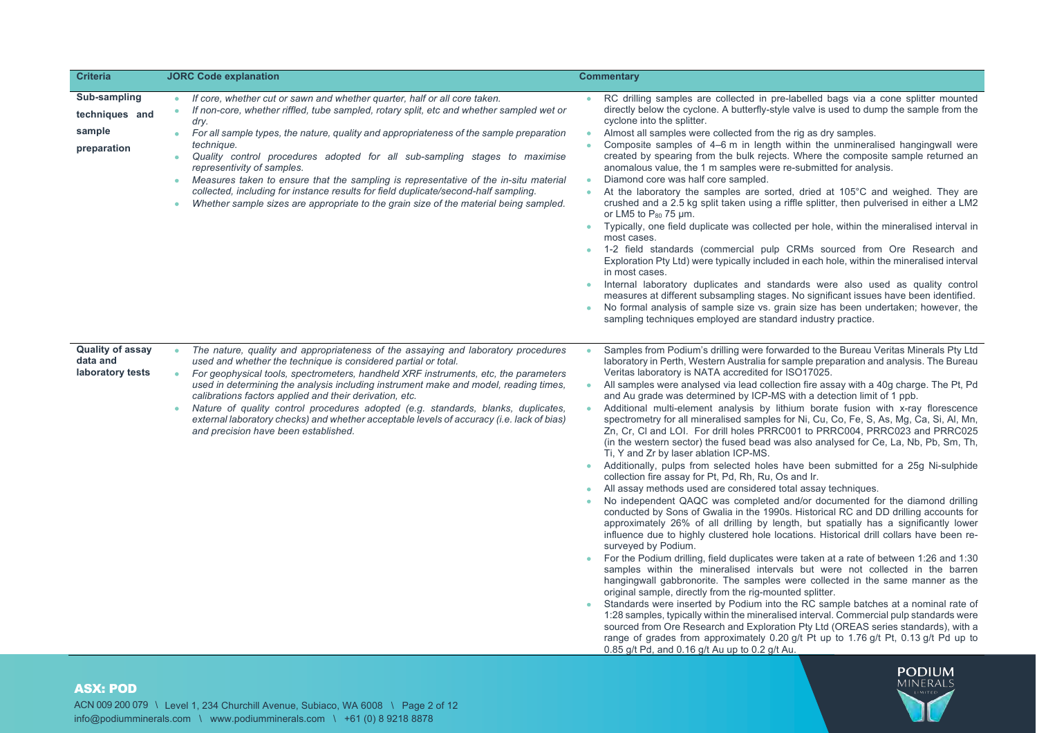| Criteria | JORC Code explanation | Commentary |
|---|---|---|
| **Sub-sampling techniques and sample preparation** | • *If core, whether cut or sawn and whether quarter, half or all core taken.*<br>• *If non-core, whether riffled, tube sampled, rotary split, etc and whether sampled wet or dry.*<br>• *For all sample types, the nature, quality and appropriateness of the sample preparation technique.*<br>• *Quality control procedures adopted for all sub-sampling stages to maximise representivity of samples.*<br>• *Measures taken to ensure that the sampling is representative of the in-situ material collected, including for instance results for field duplicate/second-half sampling.*<br>• *Whether sample sizes are appropriate to the grain size of the material being sampled.* | • RC drilling samples are collected in pre-labelled bags via a cone splitter mounted directly below the cyclone. A butterfly-style valve is used to dump the sample from the cyclone into the splitter.<br>• Almost all samples were collected from the rig as dry samples.<br>• Composite samples of 4–6 m in length within the unmineralised hangingwall were created by spearing from the bulk rejects. Where the composite sample returned an anomalous value, the 1 m samples were re-submitted for analysis.<br>• Diamond core was half core sampled.<br>• At the laboratory the samples are sorted, dried at 105°C and weighed. They are crushed and a 2.5 kg split taken using a riffle splitter, then pulverised in either a LM2 or LM5 to $P_{80}$ 75 µm.<br>• Typically, one field duplicate was collected per hole, within the mineralised interval in most cases.<br>• 1-2 field standards (commercial pulp CRMs sourced from Ore Research and Exploration Pty Ltd) were typically included in each hole, within the mineralised interval in most cases.<br>• Internal laboratory duplicates and standards were also used as quality control measures at different subsampling stages. No significant issues have been identified.<br>• No formal analysis of sample size vs. grain size has been undertaken; however, the sampling techniques employed are standard industry practice. |
| **Quality of assay data and laboratory tests** | • *The nature, quality and appropriateness of the assaying and laboratory procedures used and whether the technique is considered partial or total.*<br>• *For geophysical tools, spectrometers, handheld XRF instruments, etc, the parameters used in determining the analysis including instrument make and model, reading times, calibrations factors applied and their derivation, etc.*<br>• *Nature of quality control procedures adopted (e.g. standards, blanks, duplicates, external laboratory checks) and whether acceptable levels of accuracy (i.e. lack of bias) and precision have been established.* | • Samples from Podium's drilling were forwarded to the Bureau Veritas Minerals Pty Ltd laboratory in Perth, Western Australia for sample preparation and analysis. The Bureau Veritas laboratory is NATA accredited for ISO17025.<br>• All samples were analysed via lead collection fire assay with a 40g charge. The Pt, Pd and Au grade was determined by ICP-MS with a detection limit of 1 ppb.<br>• Additional multi-element analysis by lithium borate fusion with x-ray florescence spectrometry for all mineralised samples for Ni, Cu, Co, Fe, S, As, Mg, Ca, Si, Al, Mn, Zn, Cr, Cl and LOI. For drill holes PRRC001 to PRRC004, PRRC023 and PRRC025 (in the western sector) the fused bead was also analysed for Ce, La, Nb, Pb, Sm, Th, Ti, Y and Zr by laser ablation ICP-MS.<br>• Additionally, pulps from selected holes have been submitted for a 25g Ni-sulphide collection fire assay for Pt, Pd, Rh, Ru, Os and Ir.<br>• All assay methods used are considered total assay techniques.<br>• No independent QAQC was completed and/or documented for the diamond drilling conducted by Sons of Gwalia in the 1990s. Historical RC and DD drilling accounts for approximately 26% of all drilling by length, but spatially has a significantly lower influence due to highly clustered hole locations. Historical drill collars have been re-surveyed by Podium.<br>• For the Podium drilling, field duplicates were taken at a rate of between 1:26 and 1:30 samples within the mineralised intervals but were not collected in the barren hangingwall gabbronorite. The samples were collected in the same manner as the original sample, directly from the rig-mounted splitter.<br>• Standards were inserted by Podium into the RC sample batches at a nominal rate of 1:28 samples, typically within the mineralised interval. Commercial pulp standards were sourced from Ore Research and Exploration Pty Ltd (OREAS series standards), with a range of grades from approximately 0.20 g/t Pt up to 1.76 g/t Pt, 0.13 g/t Pd up to 0.85 g/t Pd, and 0.16 g/t Au up to 0.2 g/t Au. |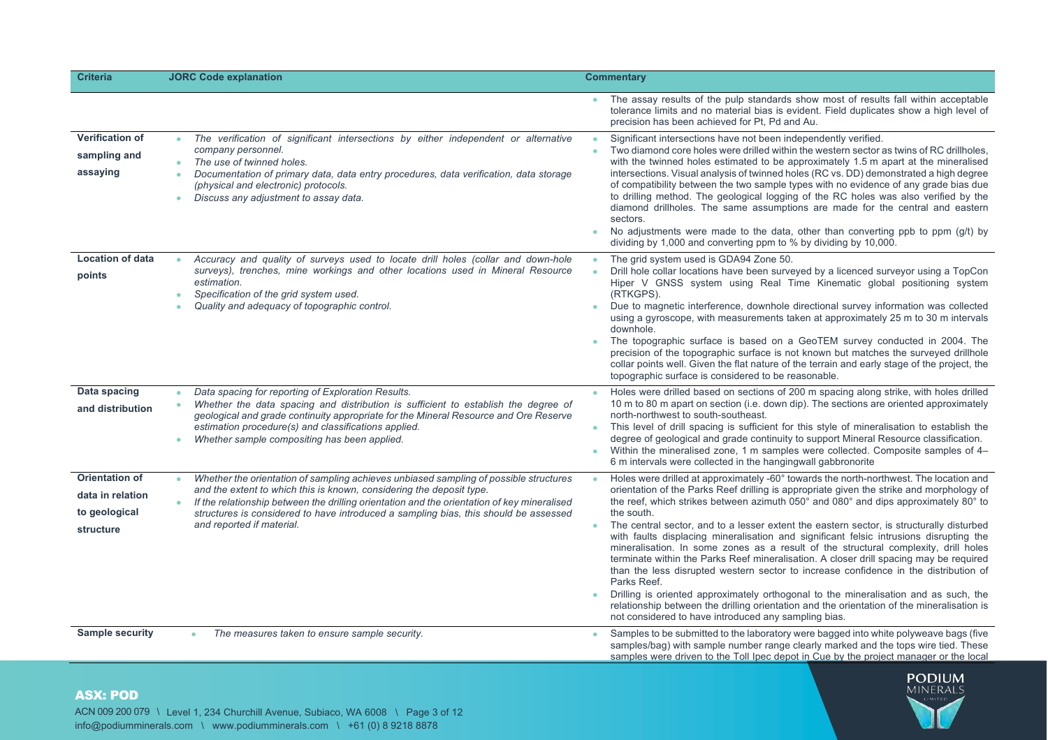| Criteria | JORC Code explanation | Commentary |
|---|---|---|
| | | • The assay results of the pulp standards show most of results fall within acceptable tolerance limits and no material bias is evident. Field duplicates show a high level of precision has been achieved for Pt, Pd and Au. |
| **Verification of sampling and assaying** | • *The verification of significant intersections by either independent or alternative company personnel.*<br>• *The use of twinned holes.*<br>• *Documentation of primary data, data entry procedures, data verification, data storage (physical and electronic) protocols.*<br>• *Discuss any adjustment to assay data.* | • Significant intersections have not been independently verified.<br>• Two diamond core holes were drilled within the western sector as twins of RC drillholes, with the twinned holes estimated to be approximately 1.5 m apart at the mineralised intersections. Visual analysis of twinned holes (RC vs. DD) demonstrated a high degree of compatibility between the two sample types with no evidence of any grade bias due to drilling method. The geological logging of the RC holes was also verified by the diamond drillholes. The same assumptions are made for the central and eastern sectors.<br>• No adjustments were made to the data, other than converting ppb to ppm (g/t) by dividing by 1,000 and converting ppm to % by dividing by 10,000. |
| **Location of data points** | • *Accuracy and quality of surveys used to locate drill holes (collar and down-hole surveys), trenches, mine workings and other locations used in Mineral Resource estimation.*<br>• *Specification of the grid system used.*<br>• *Quality and adequacy of topographic control.* | • The grid system used is GDA94 Zone 50.<br>• Drill hole collar locations have been surveyed by a licenced surveyor using a TopCon Hiper V GNSS system using Real Time Kinematic global positioning system (RTKGPS).<br>• Due to magnetic interference, downhole directional survey information was collected using a gyroscope, with measurements taken at approximately 25 m to 30 m intervals downhole.<br>• The topographic surface is based on a GeoTEM survey conducted in 2004. The precision of the topographic surface is not known but matches the surveyed drillhole collar points well. Given the flat nature of the terrain and early stage of the project, the topographic surface is considered to be reasonable. |
| **Data spacing and distribution** | • *Data spacing for reporting of Exploration Results.*<br>• *Whether the data spacing and distribution is sufficient to establish the degree of geological and grade continuity appropriate for the Mineral Resource and Ore Reserve estimation procedure(s) and classifications applied.*<br>• *Whether sample compositing has been applied.* | • Holes were drilled based on sections of 200 m spacing along strike, with holes drilled 10 m to 80 m apart on section (i.e. down dip). The sections are oriented approximately north-northwest to south-southeast.<br>• This level of drill spacing is sufficient for this style of mineralisation to establish the degree of geological and grade continuity to support Mineral Resource classification.<br>• Within the mineralised zone, 1 m samples were collected. Composite samples of 4–6 m intervals were collected in the hangingwall gabbronorite |
| **Orientation of data in relation to geological structure** | • *Whether the orientation of sampling achieves unbiased sampling of possible structures and the extent to which this is known, considering the deposit type.*<br>• *If the relationship between the drilling orientation and the orientation of key mineralised structures is considered to have introduced a sampling bias, this should be assessed and reported if material.* | • Holes were drilled at approximately -60° towards the north-northwest. The location and orientation of the Parks Reef drilling is appropriate given the strike and morphology of the reef, which strikes between azimuth 050° and 080° and dips approximately 80° to the south.<br>• The central sector, and to a lesser extent the eastern sector, is structurally disturbed with faults displacing mineralisation and significant felsic intrusions disrupting the mineralisation. In some zones as a result of the structural complexity, drill holes terminate within the Parks Reef mineralisation. A closer drill spacing may be required than the less disrupted western sector to increase confidence in the distribution of Parks Reef.<br>• Drilling is oriented approximately orthogonal to the mineralisation and as such, the relationship between the drilling orientation and the orientation of the mineralisation is not considered to have introduced any sampling bias. |
| **Sample security** | • *The measures taken to ensure sample security.* | • Samples to be submitted to the laboratory were bagged into white polyweave bags (five samples/bag) with sample number range clearly marked and the tops wire tied. These samples were driven to the Toll Ipec depot in Cue by the project manager or the local |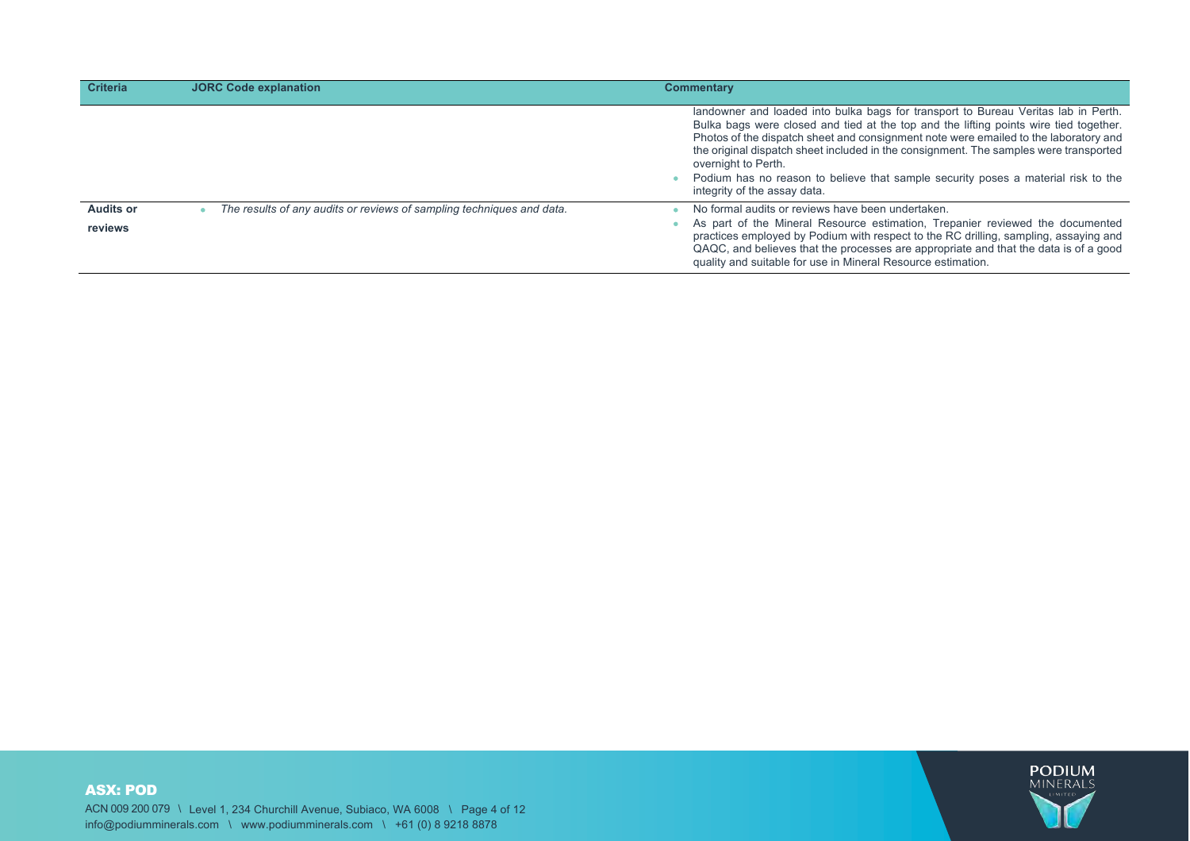| Criteria | JORC Code explanation | Commentary |
|---|---|---|
| | | landowner and loaded into bulka bags for transport to Bureau Veritas lab in Perth. Bulka bags were closed and tied at the top and the lifting points wire tied together. Photos of the dispatch sheet and consignment note were emailed to the laboratory and the original dispatch sheet included in the consignment. The samples were transported overnight to Perth.<br>• Podium has no reason to believe that sample security poses a material risk to the integrity of the assay data. |
| **Audits or reviews** | • *The results of any audits or reviews of sampling techniques and data.* | • No formal audits or reviews have been undertaken.<br>• As part of the Mineral Resource estimation, Trepanier reviewed the documented practices employed by Podium with respect to the RC drilling, sampling, assaying and QAQC, and believes that the processes are appropriate and that the data is of a good quality and suitable for use in Mineral Resource estimation. |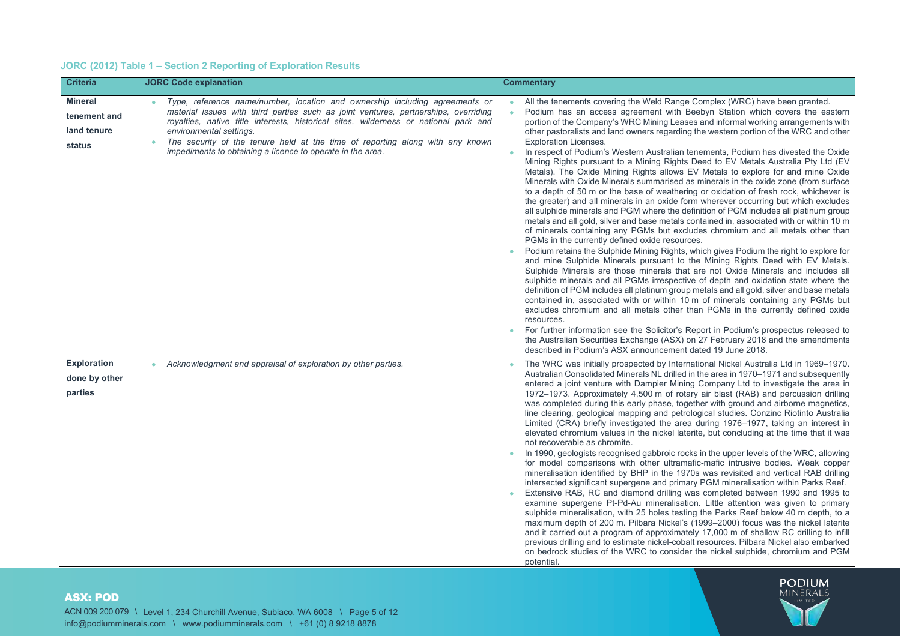### JORC (2012) Table 1 – Section 2 Reporting of Exploration Results

| Criteria | JORC Code explanation | Commentary |
|---|---|---|
| **Mineral tenement and land tenure status** | • *Type, reference name/number, location and ownership including agreements or material issues with third parties such as joint ventures, partnerships, overriding royalties, native title interests, historical sites, wilderness or national park and environmental settings.*<br>• *The security of the tenure held at the time of reporting along with any known impediments to obtaining a licence to operate in the area.* | • All the tenements covering the Weld Range Complex (WRC) have been granted.<br>• Podium has an access agreement with Beebyn Station which covers the eastern portion of the Company's WRC Mining Leases and informal working arrangements with other pastoralists and land owners regarding the western portion of the WRC and other Exploration Licenses.<br>• In respect of Podium's Western Australian tenements, Podium has divested the Oxide Mining Rights pursuant to a Mining Rights Deed to EV Metals Australia Pty Ltd (EV Metals). The Oxide Mining Rights allows EV Metals to explore for and mine Oxide Minerals with Oxide Minerals summarised as minerals in the oxide zone (from surface to a depth of 50 m or the base of weathering or oxidation of fresh rock, whichever is the greater) and all minerals in an oxide form wherever occurring but which excludes all sulphide minerals and PGM where the definition of PGM includes all platinum group metals and all gold, silver and base metals contained in, associated with or within 10 m of minerals containing any PGMs but excludes chromium and all metals other than PGMs in the currently defined oxide resources.<br>• Podium retains the Sulphide Mining Rights, which gives Podium the right to explore for and mine Sulphide Minerals pursuant to the Mining Rights Deed with EV Metals. Sulphide Minerals are those minerals that are not Oxide Minerals and includes all sulphide minerals and all PGMs irrespective of depth and oxidation state where the definition of PGM includes all platinum group metals and all gold, silver and base metals contained in, associated with or within 10 m of minerals containing any PGMs but excludes chromium and all metals other than PGMs in the currently defined oxide resources.<br>• For further information see the Solicitor's Report in Podium's prospectus released to the Australian Securities Exchange (ASX) on 27 February 2018 and the amendments described in Podium's ASX announcement dated 19 June 2018. |
| **Exploration done by other parties** | • *Acknowledgment and appraisal of exploration by other parties.* | • The WRC was initially prospected by International Nickel Australia Ltd in 1969–1970. Australian Consolidated Minerals NL drilled in the area in 1970–1971 and subsequently entered a joint venture with Dampier Mining Company Ltd to investigate the area in 1972–1973. Approximately 4,500 m of rotary air blast (RAB) and percussion drilling was completed during this early phase, together with ground and airborne magnetics, line clearing, geological mapping and petrological studies. Conzinc Riotinto Australia Limited (CRA) briefly investigated the area during 1976–1977, taking an interest in elevated chromium values in the nickel laterite, but concluding at the time that it was not recoverable as chromite.<br>• In 1990, geologists recognised gabbroic rocks in the upper levels of the WRC, allowing for model comparisons with other ultramafic-mafic intrusive bodies. Weak copper mineralisation identified by BHP in the 1970s was revisited and vertical RAB drilling intersected significant supergene and primary PGM mineralisation within Parks Reef.<br>• Extensive RAB, RC and diamond drilling was completed between 1990 and 1995 to examine supergene Pt-Pd-Au mineralisation. Little attention was given to primary sulphide mineralisation, with 25 holes testing the Parks Reef below 40 m depth, to a maximum depth of 200 m. Pilbara Nickel's (1999–2000) focus was the nickel laterite and it carried out a program of approximately 17,000 m of shallow RC drilling to infill previous drilling and to estimate nickel-cobalt resources. Pilbara Nickel also embarked on bedrock studies of the WRC to consider the nickel sulphide, chromium and PGM potential. |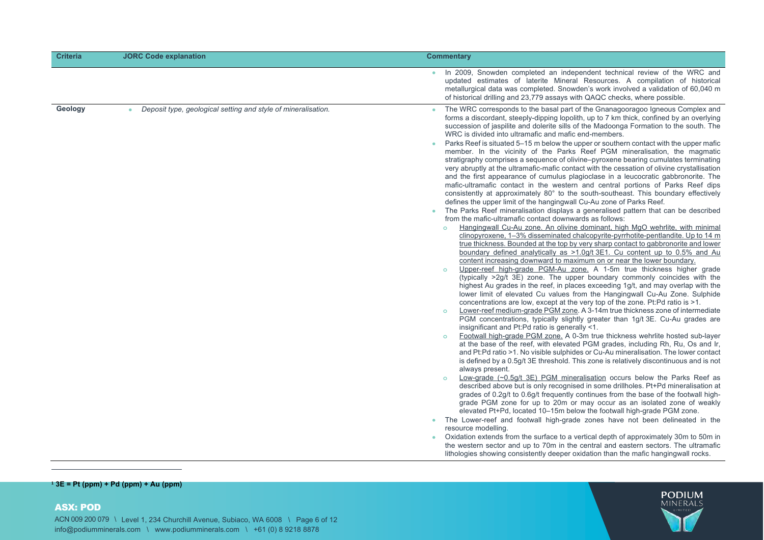| Criteria | JORC Code explanation | Commentary |
|---|---|---|
| | | • In 2009, Snowden completed an independent technical review of the WRC and updated estimates of laterite Mineral Resources. A compilation of historical metallurgical data was completed. Snowden's work involved a validation of 60,040 m of historical drilling and 23,779 assays with QAQC checks, where possible. |
| Geology | • *Deposit type, geological setting and style of mineralisation.* | • The WRC corresponds to the basal part of the Gnanagooragoo Igneous Complex and forms a discordant, steeply-dipping lopolith, up to 7 km thick, confined by an overlying succession of jaspilite and dolerite sills of the Madoonga Formation to the south. The WRC is divided into ultramafic and mafic end-members.<br>• Parks Reef is situated 5–15 m below the upper or southern contact with the upper mafic member. In the vicinity of the Parks Reef PGM mineralisation, the magmatic stratigraphy comprises a sequence of olivine–pyroxene bearing cumulates terminating very abruptly at the ultramafic-mafic contact with the cessation of olivine crystallisation and the first appearance of cumulus plagioclase in a leucocratic gabbronorite. The mafic-ultramafic contact in the western and central portions of Parks Reef dips consistently at approximately 80° to the south-southeast. This boundary effectively defines the upper limit of the hangingwall Cu-Au zone of Parks Reef.<br>• The Parks Reef mineralisation displays a generalised pattern that can be described from the mafic-ultramafic contact downwards as follows:<br>  ○ Hangingwall Cu-Au zone. An olivine dominant, high MgO wehrlite, with minimal clinopyroxene, 1–3% disseminated chalcopyrite-pyrrhotite-pentlandite. Up to 14 m true thickness. Bounded at the top by very sharp contact to gabbronorite and lower boundary defined analytically as >1.0g/t 3E1. Cu content up to 0.5% and Au content increasing downward to maximum on or near the lower boundary.<br>  ○ Upper-reef high-grade PGM-Au zone. A 1-5m true thickness higher grade (typically >2g/t 3E) zone. The upper boundary commonly coincides with the highest Au grades in the reef, in places exceeding 1g/t, and may overlap with the lower limit of elevated Cu values from the Hangingwall Cu-Au Zone. Sulphide concentrations are low, except at the very top of the zone. Pt:Pd ratio is >1.<br>  ○ Lower-reef medium-grade PGM zone. A 3-14m true thickness zone of intermediate PGM concentrations, typically slightly greater than 1g/t 3E. Cu-Au grades are insignificant and Pt:Pd ratio is generally <1.<br>  ○ Footwall high-grade PGM zone. A 0-3m true thickness wehrlite hosted sub-layer at the base of the reef, with elevated PGM grades, including Rh, Ru, Os and Ir, and Pt:Pd ratio >1. No visible sulphides or Cu-Au mineralisation. The lower contact is defined by a 0.5g/t 3E threshold. This zone is relatively discontinuous and is not always present.<br>  ○ Low-grade (~0.5g/t 3E) PGM mineralisation occurs below the Parks Reef as described above but is only recognised in some drillholes. Pt+Pd mineralisation at grades of 0.2g/t to 0.6g/t frequently continues from the base of the footwall high-grade PGM zone for up to 20m or may occur as an isolated zone of weakly elevated Pt+Pd, located 10–15m below the footwall high-grade PGM zone.<br>• The Lower-reef and footwall high-grade zones have not been delineated in the resource modelling.<br>• Oxidation extends from the surface to a vertical depth of approximately 30m to 50m in the western sector and up to 70m in the central and eastern sectors. The ultramafic lithologies showing consistently deeper oxidation than the mafic hangingwall rocks. |

[1] **3E = Pt (ppm) + Pd (ppm) + Au (ppm)**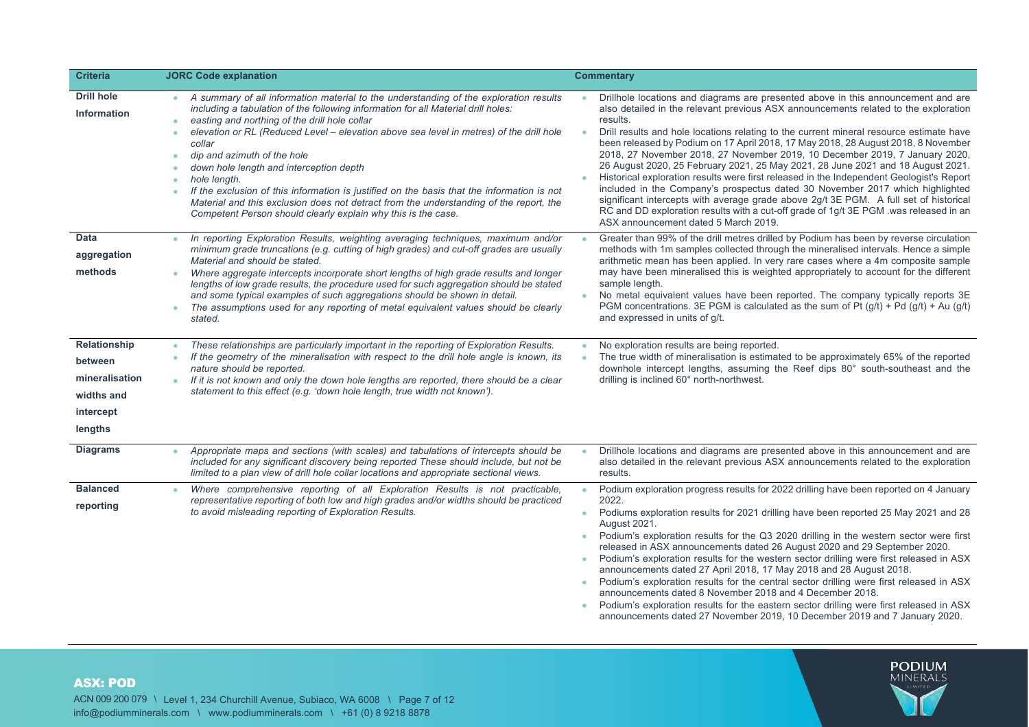| Criteria | JORC Code explanation | Commentary |
|---|---|---|
| **Drill hole Information** | • *A summary of all information material to the understanding of the exploration results including a tabulation of the following information for all Material drill holes:*<br>• *easting and northing of the drill hole collar*<br>• *elevation or RL (Reduced Level – elevation above sea level in metres) of the drill hole collar*<br>• *dip and azimuth of the hole*<br>• *down hole length and interception depth*<br>• *hole length.*<br>• *If the exclusion of this information is justified on the basis that the information is not Material and this exclusion does not detract from the understanding of the report, the Competent Person should clearly explain why this is the case.* | • Drillhole locations and diagrams are presented above in this announcement and are also detailed in the relevant previous ASX announcements related to the exploration results.<br>• Drill results and hole locations relating to the current mineral resource estimate have been released by Podium on 17 April 2018, 17 May 2018, 28 August 2018, 8 November 2018, 27 November 2018, 27 November 2019, 10 December 2019, 7 January 2020, 26 August 2020, 25 February 2021, 25 May 2021, 28 June 2021 and 18 August 2021.<br>• Historical exploration results were first released in the Independent Geologist's Report included in the Company's prospectus dated 30 November 2017 which highlighted significant intercepts with average grade above 2g/t 3E PGM. A full set of historical RC and DD exploration results with a cut-off grade of 1g/t 3E PGM .was released in an ASX announcement dated 5 March 2019. |
| **Data aggregation methods** | • *In reporting Exploration Results, weighting averaging techniques, maximum and/or minimum grade truncations (e.g. cutting of high grades) and cut-off grades are usually Material and should be stated.*<br>• *Where aggregate intercepts incorporate short lengths of high grade results and longer lengths of low grade results, the procedure used for such aggregation should be stated and some typical examples of such aggregations should be shown in detail.*<br>• *The assumptions used for any reporting of metal equivalent values should be clearly stated.* | • Greater than 99% of the drill metres drilled by Podium has been by reverse circulation methods with 1m samples collected through the mineralised intervals. Hence a simple arithmetic mean has been applied. In very rare cases where a 4m composite sample may have been mineralised this is weighted appropriately to account for the different sample length.<br>• No metal equivalent values have been reported. The company typically reports 3E PGM concentrations. 3E PGM is calculated as the sum of Pt (g/t) + Pd (g/t) + Au (g/t) and expressed in units of g/t. |
| **Relationship between mineralisation widths and intercept lengths** | • *These relationships are particularly important in the reporting of Exploration Results.*<br>• *If the geometry of the mineralisation with respect to the drill hole angle is known, its nature should be reported.*<br>• *If it is not known and only the down hole lengths are reported, there should be a clear statement to this effect (e.g. 'down hole length, true width not known').* | • No exploration results are being reported.<br>• The true width of mineralisation is estimated to be approximately 65% of the reported downhole intercept lengths, assuming the Reef dips 80° south-southeast and the drilling is inclined 60° north-northwest. |
| **Diagrams** | • *Appropriate maps and sections (with scales) and tabulations of intercepts should be included for any significant discovery being reported These should include, but not be limited to a plan view of drill hole collar locations and appropriate sectional views.* | • Drillhole locations and diagrams are presented above in this announcement and are also detailed in the relevant previous ASX announcements related to the exploration results. |
| **Balanced reporting** | • *Where comprehensive reporting of all Exploration Results is not practicable, representative reporting of both low and high grades and/or widths should be practiced to avoid misleading reporting of Exploration Results.* | • Podium exploration progress results for 2022 drilling have been reported on 4 January 2022.<br>• Podiums exploration results for 2021 drilling have been reported 25 May 2021 and 28 August 2021.<br>• Podium's exploration results for the Q3 2020 drilling in the western sector were first released in ASX announcements dated 26 August 2020 and 29 September 2020.<br>• Podium's exploration results for the western sector drilling were first released in ASX announcements dated 27 April 2018, 17 May 2018 and 28 August 2018.<br>• Podium's exploration results for the central sector drilling were first released in ASX announcements dated 8 November 2018 and 4 December 2018.<br>• Podium's exploration results for the eastern sector drilling were first released in ASX announcements dated 27 November 2019, 10 December 2019 and 7 January 2020. |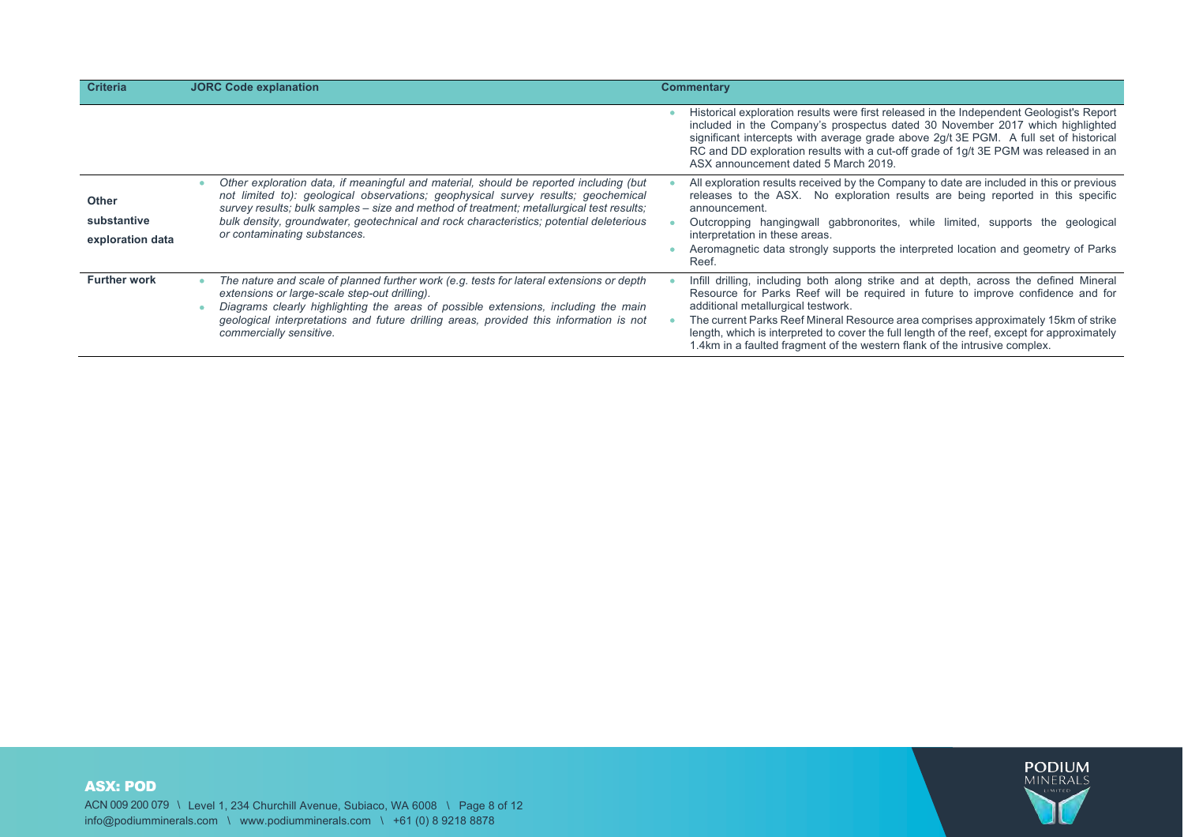| Criteria | JORC Code explanation | Commentary |
|---|---|---|
| | | • Historical exploration results were first released in the Independent Geologist's Report included in the Company's prospectus dated 30 November 2017 which highlighted significant intercepts with average grade above 2g/t 3E PGM. A full set of historical RC and DD exploration results with a cut-off grade of 1g/t 3E PGM was released in an ASX announcement dated 5 March 2019. |
| **Other substantive exploration data** | • *Other exploration data, if meaningful and material, should be reported including (but not limited to): geological observations; geophysical survey results; geochemical survey results; bulk samples – size and method of treatment; metallurgical test results; bulk density, groundwater, geotechnical and rock characteristics; potential deleterious or contaminating substances.* | • All exploration results received by the Company to date are included in this or previous releases to the ASX. No exploration results are being reported in this specific announcement.<br>• Outcropping hangingwall gabbronorites, while limited, supports the geological interpretation in these areas.<br>• Aeromagnetic data strongly supports the interpreted location and geometry of Parks Reef. |
| **Further work** | • *The nature and scale of planned further work (e.g. tests for lateral extensions or depth extensions or large-scale step-out drilling).*<br>• *Diagrams clearly highlighting the areas of possible extensions, including the main geological interpretations and future drilling areas, provided this information is not commercially sensitive.* | • Infill drilling, including both along strike and at depth, across the defined Mineral Resource for Parks Reef will be required in future to improve confidence and for additional metallurgical testwork.<br>• The current Parks Reef Mineral Resource area comprises approximately 15km of strike length, which is interpreted to cover the full length of the reef, except for approximately 1.4km in a faulted fragment of the western flank of the intrusive complex. |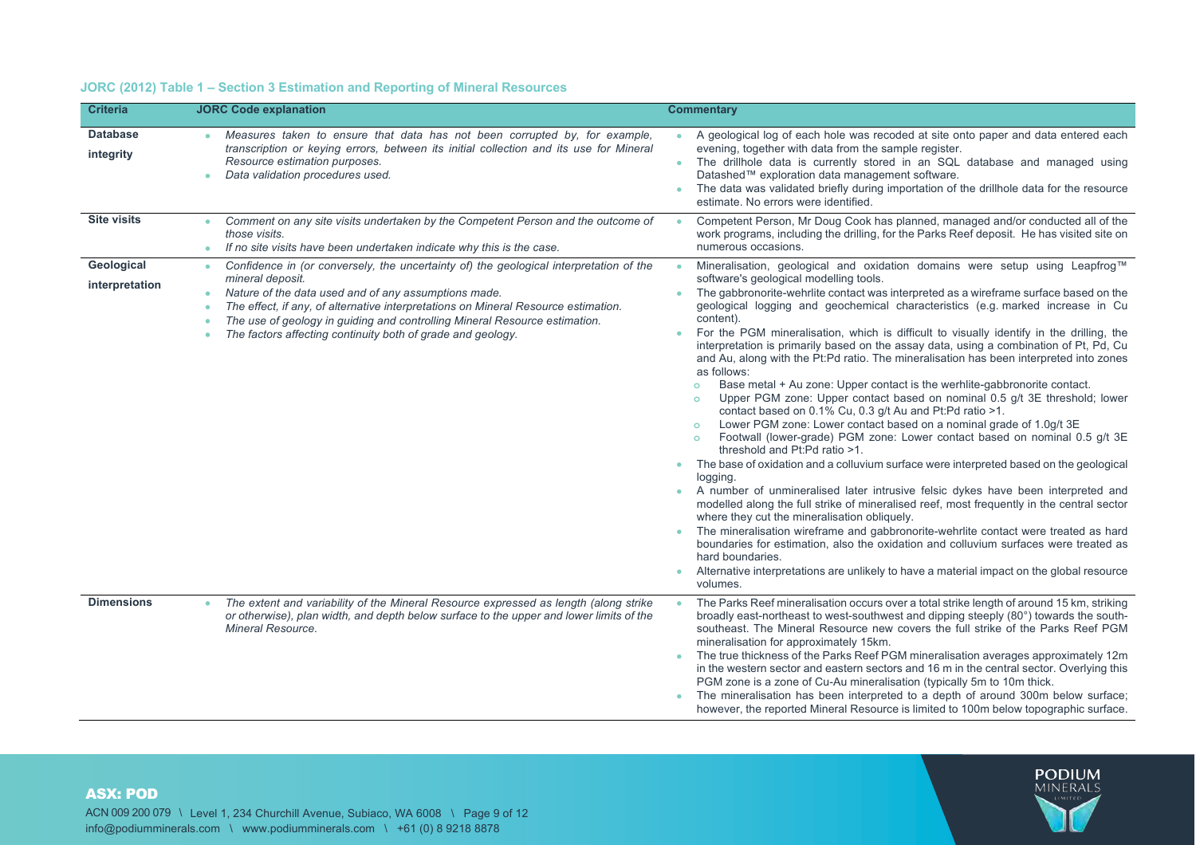### JORC (2012) Table 1 – Section 3 Estimation and Reporting of Mineral Resources

| Criteria | JORC Code explanation | Commentary |
|---|---|---|
| **Database integrity** | • *Measures taken to ensure that data has not been corrupted by, for example, transcription or keying errors, between its initial collection and its use for Mineral Resource estimation purposes.*<br>• *Data validation procedures used.* | • A geological log of each hole was recoded at site onto paper and data entered each evening, together with data from the sample register.<br>• The drillhole data is currently stored in an SQL database and managed using Datashed™ exploration data management software.<br>• The data was validated briefly during importation of the drillhole data for the resource estimate. No errors were identified. |
| **Site visits** | • *Comment on any site visits undertaken by the Competent Person and the outcome of those visits.*<br>• *If no site visits have been undertaken indicate why this is the case.* | • Competent Person, Mr Doug Cook has planned, managed and/or conducted all of the work programs, including the drilling, for the Parks Reef deposit. He has visited site on numerous occasions. |
| **Geological interpretation** | • *Confidence in (or conversely, the uncertainty of) the geological interpretation of the mineral deposit.*<br>• *Nature of the data used and of any assumptions made.*<br>• *The effect, if any, of alternative interpretations on Mineral Resource estimation.*<br>• *The use of geology in guiding and controlling Mineral Resource estimation.*<br>• *The factors affecting continuity both of grade and geology.* | • Mineralisation, geological and oxidation domains were setup using Leapfrog™ software's geological modelling tools.<br>• The gabbronorite-wehrlite contact was interpreted as a wireframe surface based on the geological logging and geochemical characteristics (e.g. marked increase in Cu content).<br>• For the PGM mineralisation, which is difficult to visually identify in the drilling, the interpretation is primarily based on the assay data, using a combination of Pt, Pd, Cu and Au, along with the Pt:Pd ratio. The mineralisation has been interpreted into zones as follows:<br>&nbsp;&nbsp;○ Base metal + Au zone: Upper contact is the werhlite-gabbronorite contact.<br>&nbsp;&nbsp;○ Upper PGM zone: Upper contact based on nominal 0.5 g/t 3E threshold; lower contact based on 0.1% Cu, 0.3 g/t Au and Pt:Pd ratio >1.<br>&nbsp;&nbsp;○ Lower PGM zone: Lower contact based on a nominal grade of 1.0g/t 3E<br>&nbsp;&nbsp;○ Footwall (lower-grade) PGM zone: Lower contact based on nominal 0.5 g/t 3E threshold and Pt:Pd ratio >1.<br>• The base of oxidation and a colluvium surface were interpreted based on the geological logging.<br>• A number of unmineralised later intrusive felsic dykes have been interpreted and modelled along the full strike of mineralised reef, most frequently in the central sector where they cut the mineralisation obliquely.<br>• The mineralisation wireframe and gabbronorite-wehrlite contact were treated as hard boundaries for estimation, also the oxidation and colluvium surfaces were treated as hard boundaries.<br>• Alternative interpretations are unlikely to have a material impact on the global resource volumes. |
| **Dimensions** | • *The extent and variability of the Mineral Resource expressed as length (along strike or otherwise), plan width, and depth below surface to the upper and lower limits of the Mineral Resource.* | • The Parks Reef mineralisation occurs over a total strike length of around 15 km, striking broadly east-northeast to west-southwest and dipping steeply (80°) towards the south-southeast. The Mineral Resource new covers the full strike of the Parks Reef PGM mineralisation for approximately 15km.<br>• The true thickness of the Parks Reef PGM mineralisation averages approximately 12m in the western sector and eastern sectors and 16 m in the central sector. Overlying this PGM zone is a zone of Cu-Au mineralisation (typically 5m to 10m thick.<br>• The mineralisation has been interpreted to a depth of around 300m below surface; however, the reported Mineral Resource is limited to 100m below topographic surface. |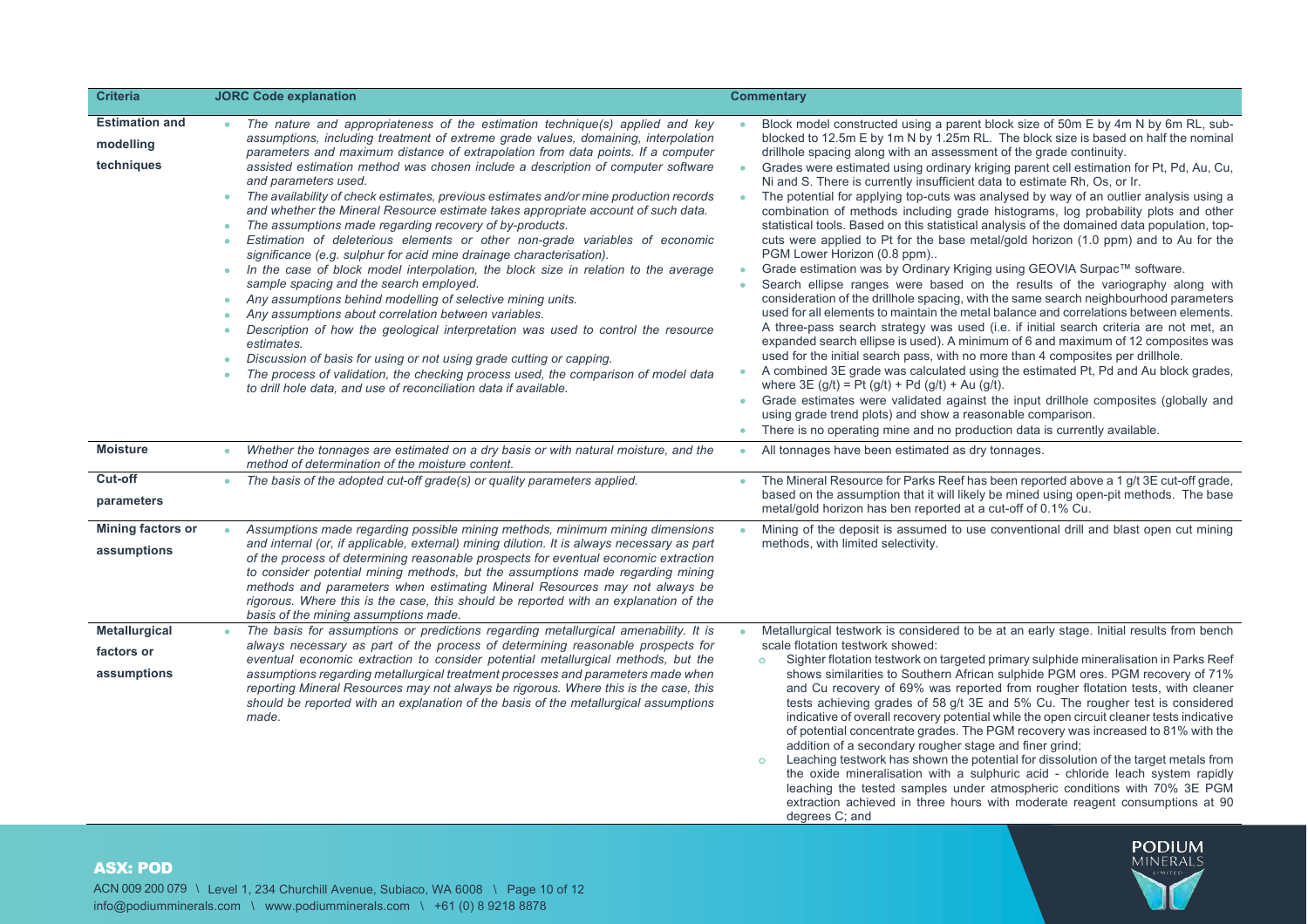| Criteria | JORC Code explanation | Commentary |
|---|---|---|
| **Estimation and modelling techniques** | • *The nature and appropriateness of the estimation technique(s) applied and key assumptions, including treatment of extreme grade values, domaining, interpolation parameters and maximum distance of extrapolation from data points. If a computer assisted estimation method was chosen include a description of computer software and parameters used.*<br>• *The availability of check estimates, previous estimates and/or mine production records and whether the Mineral Resource estimate takes appropriate account of such data.*<br>• *The assumptions made regarding recovery of by-products.*<br>• *Estimation of deleterious elements or other non-grade variables of economic significance (e.g. sulphur for acid mine drainage characterisation).*<br>• *In the case of block model interpolation, the block size in relation to the average sample spacing and the search employed.*<br>• *Any assumptions behind modelling of selective mining units.*<br>• *Any assumptions about correlation between variables.*<br>• *Description of how the geological interpretation was used to control the resource estimates.*<br>• *Discussion of basis for using or not using grade cutting or capping.*<br>• *The process of validation, the checking process used, the comparison of model data to drill hole data, and use of reconciliation data if available.* | • Block model constructed using a parent block size of 50m E by 4m N by 6m RL, sub-blocked to 12.5m E by 1m N by 1.25m RL. The block size is based on half the nominal drillhole spacing along with an assessment of the grade continuity.<br>• Grades were estimated using ordinary kriging parent cell estimation for Pt, Pd, Au, Cu, Ni and S. There is currently insufficient data to estimate Rh, Os, or Ir.<br>• The potential for applying top-cuts was analysed by way of an outlier analysis using a combination of methods including grade histograms, log probability plots and other statistical tools. Based on this statistical analysis of the domained data population, top-cuts were applied to Pt for the base metal/gold horizon (1.0 ppm) and to Au for the PGM Lower Horizon (0.8 ppm)..<br>• Grade estimation was by Ordinary Kriging using GEOVIA Surpac™ software.<br>• Search ellipse ranges were based on the results of the variography along with consideration of the drillhole spacing, with the same search neighbourhood parameters used for all elements to maintain the metal balance and correlations between elements. A three-pass search strategy was used (i.e. if initial search criteria are not met, an expanded search ellipse is used). A minimum of 6 and maximum of 12 composites was used for the initial search pass, with no more than 4 composites per drillhole.<br>• A combined 3E grade was calculated using the estimated Pt, Pd and Au block grades, where 3E (g/t) = Pt (g/t) + Pd (g/t) + Au (g/t).<br>• Grade estimates were validated against the input drillhole composites (globally and using grade trend plots) and show a reasonable comparison.<br>• There is no operating mine and no production data is currently available. |
| **Moisture** | • *Whether the tonnages are estimated on a dry basis or with natural moisture, and the method of determination of the moisture content.* | • All tonnages have been estimated as dry tonnages. |
| **Cut-off parameters** | • *The basis of the adopted cut-off grade(s) or quality parameters applied.* | • The Mineral Resource for Parks Reef has been reported above a 1 g/t 3E cut-off grade, based on the assumption that it will likely be mined using open-pit methods. The base metal/gold horizon has ben reported at a cut-off of 0.1% Cu. |
| **Mining factors or assumptions** | • *Assumptions made regarding possible mining methods, minimum mining dimensions and internal (or, if applicable, external) mining dilution. It is always necessary as part of the process of determining reasonable prospects for eventual economic extraction to consider potential mining methods, but the assumptions made regarding mining methods and parameters when estimating Mineral Resources may not always be rigorous. Where this is the case, this should be reported with an explanation of the basis of the mining assumptions made.* | • Mining of the deposit is assumed to use conventional drill and blast open cut mining methods, with limited selectivity. |
| **Metallurgical factors or assumptions** | • *The basis for assumptions or predictions regarding metallurgical amenability. It is always necessary as part of the process of determining reasonable prospects for eventual economic extraction to consider potential metallurgical methods, but the assumptions regarding metallurgical treatment processes and parameters made when reporting Mineral Resources may not always be rigorous. Where this is the case, this should be reported with an explanation of the basis of the metallurgical assumptions made.* | • Metallurgical testwork is considered to be at an early stage. Initial results from bench scale flotation testwork showed:<br>○ Sighter flotation testwork on targeted primary sulphide mineralisation in Parks Reef shows similarities to Southern African sulphide PGM ores. PGM recovery of 71% and Cu recovery of 69% was reported from rougher flotation tests, with cleaner tests achieving grades of 58 g/t 3E and 5% Cu. The rougher test is considered indicative of overall recovery potential while the open circuit cleaner tests indicative of potential concentrate grades. The PGM recovery was increased to 81% with the addition of a secondary rougher stage and finer grind;<br>○ Leaching testwork has shown the potential for dissolution of the target metals from the oxide mineralisation with a sulphuric acid - chloride leach system rapidly leaching the tested samples under atmospheric conditions with 70% 3E PGM extraction achieved in three hours with moderate reagent consumptions at 90 degrees C; and |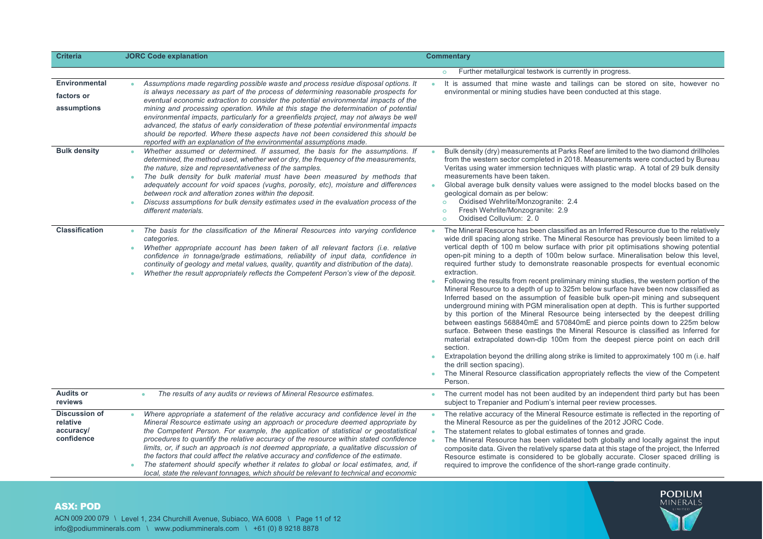| Criteria | JORC Code explanation | Commentary |
|---|---|---|
| | | ○ Further metallurgical testwork is currently in progress. |
| **Environmental factors or assumptions** | • *Assumptions made regarding possible waste and process residue disposal options. It is always necessary as part of the process of determining reasonable prospects for eventual economic extraction to consider the potential environmental impacts of the mining and processing operation. While at this stage the determination of potential environmental impacts, particularly for a greenfields project, may not always be well advanced, the status of early consideration of these potential environmental impacts should be reported. Where these aspects have not been considered this should be reported with an explanation of the environmental assumptions made.* | • It is assumed that mine waste and tailings can be stored on site, however no environmental or mining studies have been conducted at this stage. |
| **Bulk density** | • *Whether assumed or determined. If assumed, the basis for the assumptions. If determined, the method used, whether wet or dry, the frequency of the measurements, the nature, size and representativeness of the samples.*<br>• *The bulk density for bulk material must have been measured by methods that adequately account for void spaces (vughs, porosity, etc), moisture and differences between rock and alteration zones within the deposit.*<br>• *Discuss assumptions for bulk density estimates used in the evaluation process of the different materials.* | • Bulk density (dry) measurements at Parks Reef are limited to the two diamond drillholes from the western sector completed in 2018. Measurements were conducted by Bureau Veritas using water immersion techniques with plastic wrap. A total of 29 bulk density measurements have been taken.<br>• Global average bulk density values were assigned to the model blocks based on the geological domain as per below:<br>○ Oxidised Wehrlite/Monzogranite: 2.4<br>○ Fresh Wehrlite/Monzogranite: 2.9<br>○ Oxidised Colluvium: 2. 0 |
| **Classification** | • *The basis for the classification of the Mineral Resources into varying confidence categories.*<br>• *Whether appropriate account has been taken of all relevant factors (i.e. relative confidence in tonnage/grade estimations, reliability of input data, confidence in continuity of geology and metal values, quality, quantity and distribution of the data).*<br>• *Whether the result appropriately reflects the Competent Person's view of the deposit.* | • The Mineral Resource has been classified as an Inferred Resource due to the relatively wide drill spacing along strike. The Mineral Resource has previously been limited to a vertical depth of 100 m below surface with prior pit optimisations showing potential open-pit mining to a depth of 100m below surface. Mineralisation below this level, required further study to demonstrate reasonable prospects for eventual economic extraction.<br>• Following the results from recent preliminary mining studies, the western portion of the Mineral Resource to a depth of up to 325m below surface have been now classified as Inferred based on the assumption of feasible bulk open-pit mining and subsequent underground mining with PGM mineralisation open at depth. This is further supported by this portion of the Mineral Resource being intersected by the deepest drilling between eastings 568840mE and 570840mE and pierce points down to 225m below surface. Between these eastings the Mineral Resource is classified as Inferred for material extrapolated down-dip 100m from the deepest pierce point on each drill section.<br>• Extrapolation beyond the drilling along strike is limited to approximately 100 m (i.e. half the drill section spacing).<br>• The Mineral Resource classification appropriately reflects the view of the Competent Person. |
| **Audits or reviews** | • *The results of any audits or reviews of Mineral Resource estimates.* | • The current model has not been audited by an independent third party but has been subject to Trepanier and Podium's internal peer review processes. |
| **Discussion of relative accuracy/ confidence** | • *Where appropriate a statement of the relative accuracy and confidence level in the Mineral Resource estimate using an approach or procedure deemed appropriate by the Competent Person. For example, the application of statistical or geostatistical procedures to quantify the relative accuracy of the resource within stated confidence limits, or, if such an approach is not deemed appropriate, a qualitative discussion of the factors that could affect the relative accuracy and confidence of the estimate.*<br>• *The statement should specify whether it relates to global or local estimates, and, if local, state the relevant tonnages, which should be relevant to technical and economic* | • The relative accuracy of the Mineral Resource estimate is reflected in the reporting of the Mineral Resource as per the guidelines of the 2012 JORC Code.<br>• The statement relates to global estimates of tonnes and grade.<br>• The Mineral Resource has been validated both globally and locally against the input composite data. Given the relatively sparse data at this stage of the project, the Inferred Resource estimate is considered to be globally accurate. Closer spaced drilling is required to improve the confidence of the short-range grade continuity. |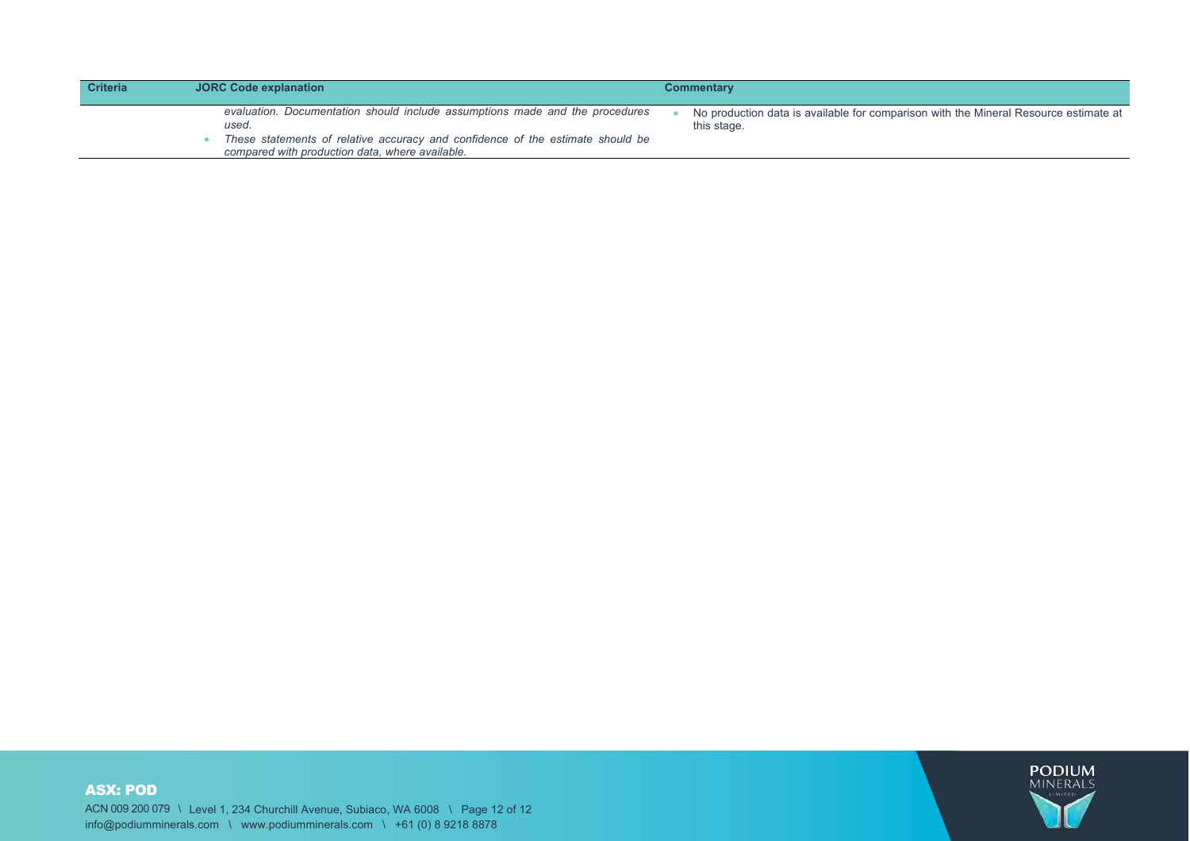| Criteria | JORC Code explanation | Commentary |
|---|---|---|
| | *evaluation. Documentation should include assumptions made and the procedures used.*<br>• *These statements of relative accuracy and confidence of the estimate should be compared with production data, where available.* | • No production data is available for comparison with the Mineral Resource estimate at this stage. |